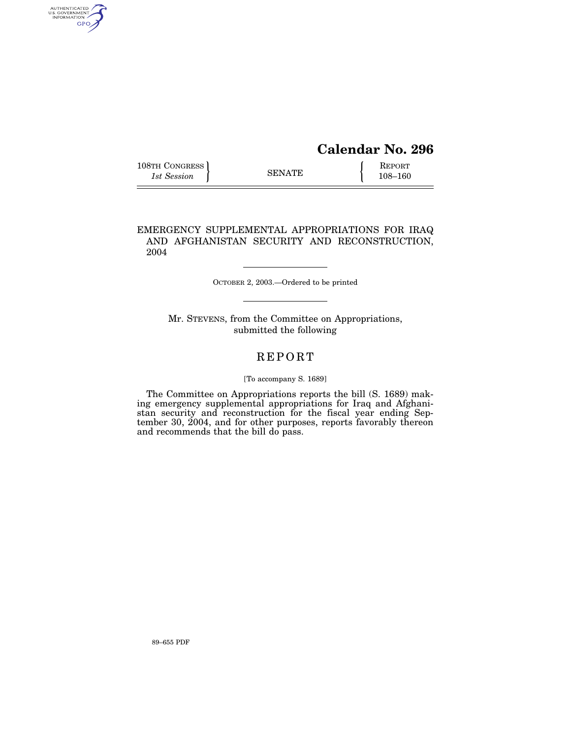# Calendar No. 296

108TH CONGRESS
*1st Session*

SENATE

REPORT
108–160

## EMERGENCY SUPPLEMENTAL APPROPRIATIONS FOR IRAQ AND AFGHANISTAN SECURITY AND RECONSTRUCTION, 2004

OCTOBER 2, 2003.—Ordered to be printed

Mr. STEVENS, from the Committee on Appropriations, submitted the following

# REPORT

[To accompany S. 1689]

The Committee on Appropriations reports the bill (S. 1689) making emergency supplemental appropriations for Iraq and Afghanistan security and reconstruction for the fiscal year ending September 30, 2004, and for other purposes, reports favorably thereon and recommends that the bill do pass.

89–655 PDF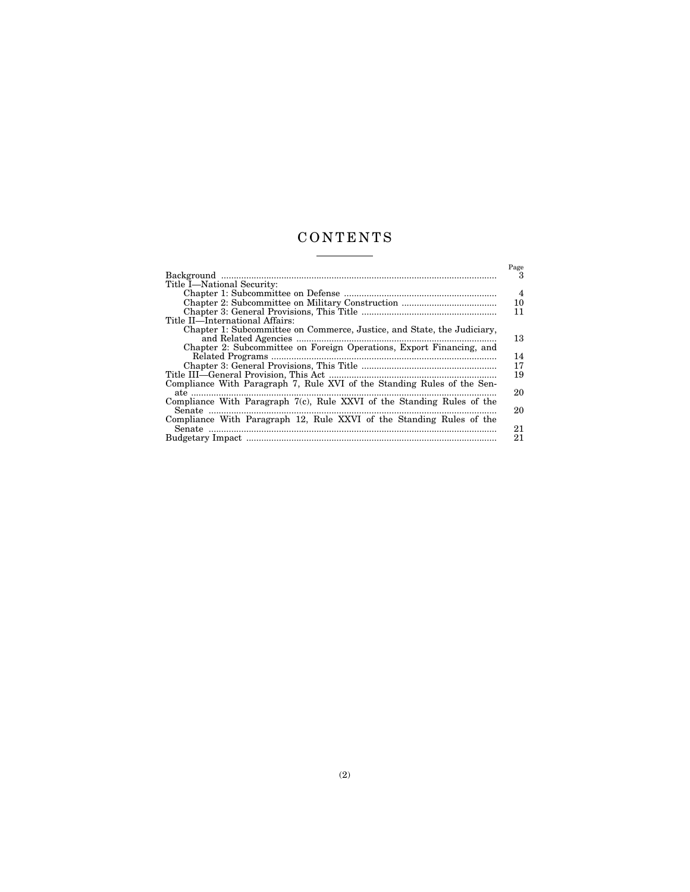# CONTENTS

| | Page |
|---|---|
| Background | 3 |
| Title I—National Security: | |
| Chapter 1: Subcommittee on Defense | 4 |
| Chapter 2: Subcommittee on Military Construction | 10 |
| Chapter 3: General Provisions, This Title | 11 |
| Title II—International Affairs: | |
| Chapter 1: Subcommittee on Commerce, Justice, and State, the Judiciary, and Related Agencies | 13 |
| Chapter 2: Subcommittee on Foreign Operations, Export Financing, and Related Programs | 14 |
| Chapter 3: General Provisions, This Title | 17 |
| Title III—General Provision, This Act | 19 |
| Compliance With Paragraph 7, Rule XVI of the Standing Rules of the Senate | 20 |
| Compliance With Paragraph 7(c), Rule XXVI of the Standing Rules of the Senate | 20 |
| Compliance With Paragraph 12, Rule XXVI of the Standing Rules of the Senate | 21 |
| Budgetary Impact | 21 |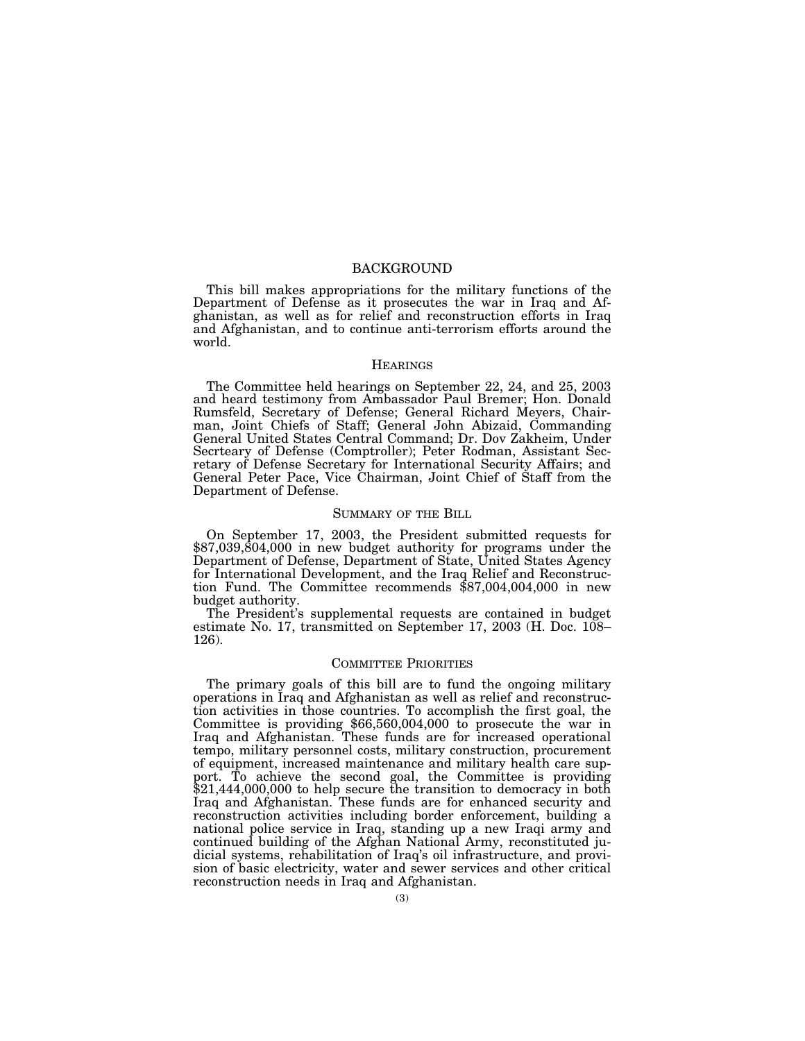# BACKGROUND

This bill makes appropriations for the military functions of the Department of Defense as it prosecutes the war in Iraq and Afghanistan, as well as for relief and reconstruction efforts in Iraq and Afghanistan, and to continue anti-terrorism efforts around the world.

## HEARINGS

The Committee held hearings on September 22, 24, and 25, 2003 and heard testimony from Ambassador Paul Bremer; Hon. Donald Rumsfeld, Secretary of Defense; General Richard Meyers, Chairman, Joint Chiefs of Staff; General John Abizaid, Commanding General United States Central Command; Dr. Dov Zakheim, Under Secrteary of Defense (Comptroller); Peter Rodman, Assistant Secretary of Defense Secretary for International Security Affairs; and General Peter Pace, Vice Chairman, Joint Chief of Staff from the Department of Defense.

## SUMMARY OF THE BILL

On September 17, 2003, the President submitted requests for $87,039,804,000 in new budget authority for programs under the Department of Defense, Department of State, United States Agency for International Development, and the Iraq Relief and Reconstruction Fund. The Committee recommends $87,004,004,000 in new budget authority.

The President's supplemental requests are contained in budget estimate No. 17, transmitted on September 17, 2003 (H. Doc. 108–126).

## COMMITTEE PRIORITIES

The primary goals of this bill are to fund the ongoing military operations in Iraq and Afghanistan as well as relief and reconstruction activities in those countries. To accomplish the first goal, the Committee is providing $66,560,004,000 to prosecute the war in Iraq and Afghanistan. These funds are for increased operational tempo, military personnel costs, military construction, procurement of equipment, increased maintenance and military health care support. To achieve the second goal, the Committee is providing $21,444,000,000 to help secure the transition to democracy in both Iraq and Afghanistan. These funds are for enhanced security and reconstruction activities including border enforcement, building a national police service in Iraq, standing up a new Iraqi army and continued building of the Afghan National Army, reconstituted judicial systems, rehabilitation of Iraq's oil infrastructure, and provision of basic electricity, water and sewer services and other critical reconstruction needs in Iraq and Afghanistan.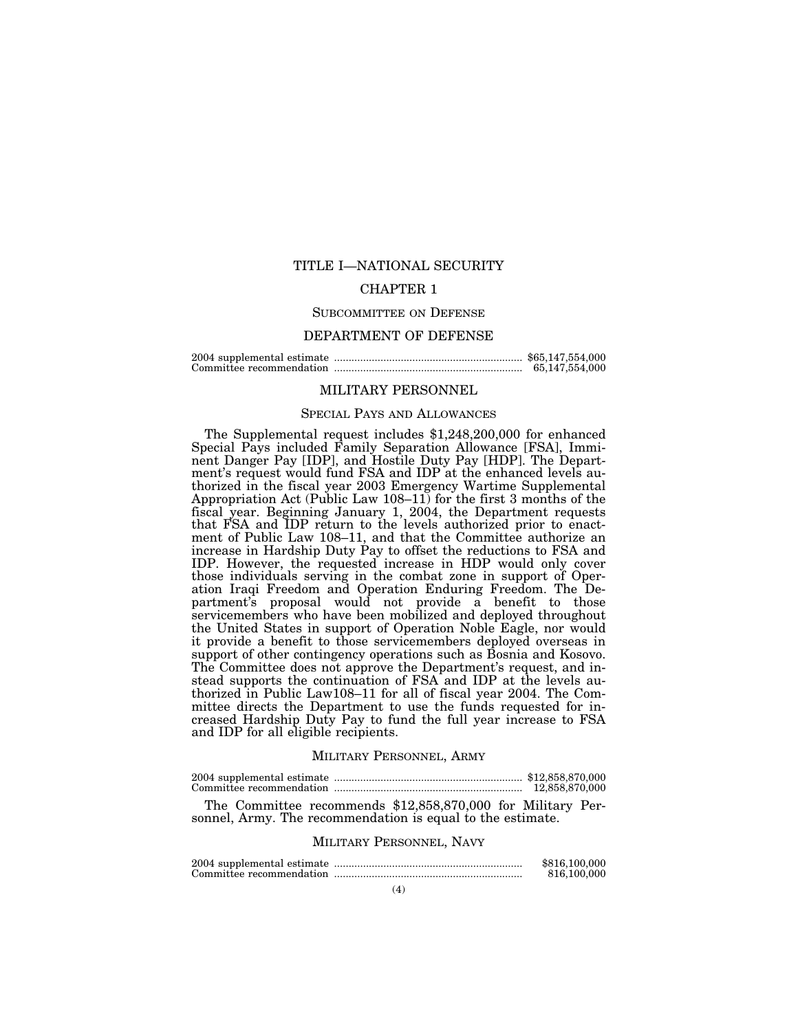# TITLE I—NATIONAL SECURITY

## CHAPTER 1

### SUBCOMMITTEE ON DEFENSE

## DEPARTMENT OF DEFENSE

| | |
|---|---|
| 2004 supplemental estimate | $65,147,554,000 |
| Committee recommendation | 65,147,554,000 |

## MILITARY PERSONNEL

### SPECIAL PAYS AND ALLOWANCES

The Supplemental request includes $1,248,200,000 for enhanced Special Pays included Family Separation Allowance [FSA], Imminent Danger Pay [IDP], and Hostile Duty Pay [HDP]. The Department's request would fund FSA and IDP at the enhanced levels authorized in the fiscal year 2003 Emergency Wartime Supplemental Appropriation Act (Public Law 108–11) for the first 3 months of the fiscal year. Beginning January 1, 2004, the Department requests that FSA and IDP return to the levels authorized prior to enactment of Public Law 108–11, and that the Committee authorize an increase in Hardship Duty Pay to offset the reductions to FSA and IDP. However, the requested increase in HDP would only cover those individuals serving in the combat zone in support of Operation Iraqi Freedom and Operation Enduring Freedom. The Department's proposal would not provide a benefit to those servicemembers who have been mobilized and deployed throughout the United States in support of Operation Noble Eagle, nor would it provide a benefit to those servicemembers deployed overseas in support of other contingency operations such as Bosnia and Kosovo. The Committee does not approve the Department's request, and instead supports the continuation of FSA and IDP at the levels authorized in Public Law108–11 for all of fiscal year 2004. The Committee directs the Department to use the funds requested for increased Hardship Duty Pay to fund the full year increase to FSA and IDP for all eligible recipients.

### MILITARY PERSONNEL, ARMY

| | |
|---|---|
| 2004 supplemental estimate | $12,858,870,000 |
| Committee recommendation | 12,858,870,000 |

The Committee recommends $12,858,870,000 for Military Personnel, Army. The recommendation is equal to the estimate.

### MILITARY PERSONNEL, NAVY

| | |
|---|---|
| 2004 supplemental estimate | $816,100,000 |
| Committee recommendation | 816,100,000 |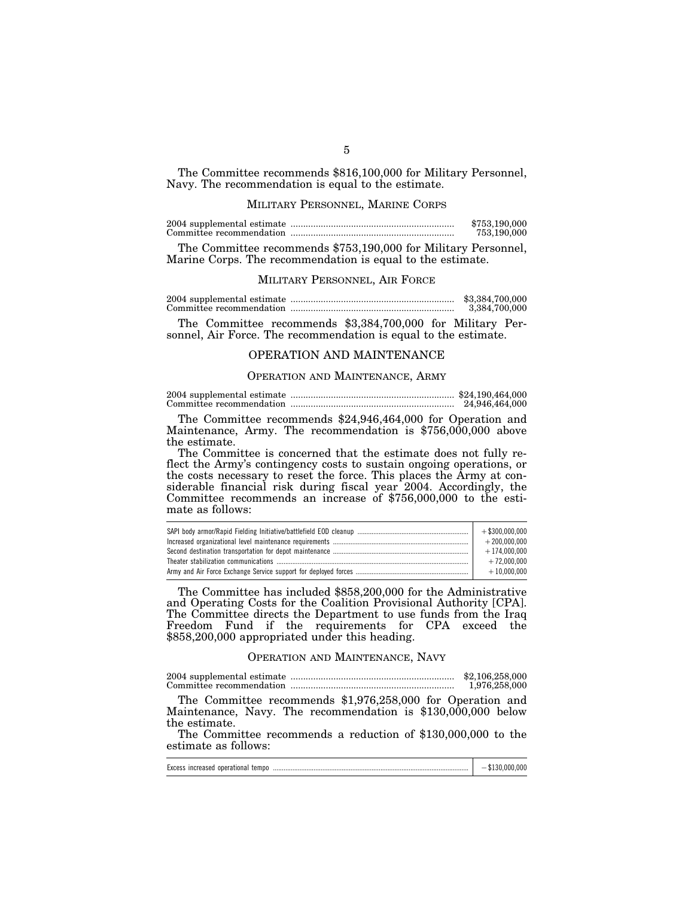The Committee recommends $816,100,000 for Military Personnel, Navy. The recommendation is equal to the estimate.

### MILITARY PERSONNEL, MARINE CORPS

| | |
|---|---|
| 2004 supplemental estimate | $753,190,000 |
| Committee recommendation | 753,190,000 |

The Committee recommends $753,190,000 for Military Personnel, Marine Corps. The recommendation is equal to the estimate.

### MILITARY PERSONNEL, AIR FORCE

| | |
|---|---|
| 2004 supplemental estimate | $3,384,700,000 |
| Committee recommendation | 3,384,700,000 |

The Committee recommends $3,384,700,000 for Military Personnel, Air Force. The recommendation is equal to the estimate.

## OPERATION AND MAINTENANCE

### OPERATION AND MAINTENANCE, ARMY

| | |
|---|---|
| 2004 supplemental estimate | $24,190,464,000 |
| Committee recommendation | 24,946,464,000 |

The Committee recommends $24,946,464,000 for Operation and Maintenance, Army. The recommendation is $756,000,000 above the estimate.

The Committee is concerned that the estimate does not fully reflect the Army's contingency costs to sustain ongoing operations, or the costs necessary to reset the force. This places the Army at considerable financial risk during fiscal year 2004. Accordingly, the Committee recommends an increase of $756,000,000 to the estimate as follows:

| | |
|---|---|
| SAPI body armor/Rapid Fielding Initiative/battlefield EOD cleanup | +$300,000,000 |
| Increased organizational level maintenance requirements | +200,000,000 |
| Second destination transportation for depot maintenance | +174,000,000 |
| Theater stabilization communications | +72,000,000 |
| Army and Air Force Exchange Service support for deployed forces | +10,000,000 |

The Committee has included $858,200,000 for the Administrative and Operating Costs for the Coalition Provisional Authority [CPA]. The Committee directs the Department to use funds from the Iraq Freedom Fund if the requirements for CPA exceed the $858,200,000 appropriated under this heading.

### OPERATION AND MAINTENANCE, NAVY

| | |
|---|---|
| 2004 supplemental estimate | $2,106,258,000 |
| Committee recommendation | 1,976,258,000 |

The Committee recommends $1,976,258,000 for Operation and Maintenance, Navy. The recommendation is $130,000,000 below the estimate.

The Committee recommends a reduction of $130,000,000 to the estimate as follows:

| | |
|---|---|
| Excess increased operational tempo | −$130,000,000 |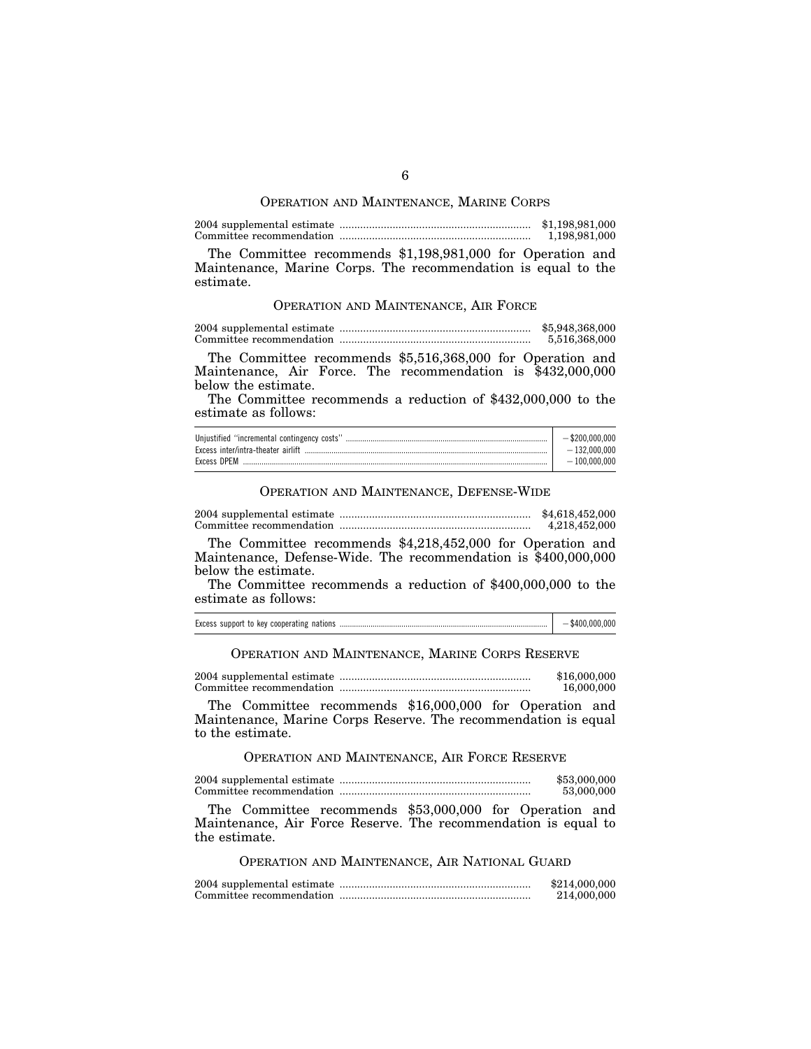## OPERATION AND MAINTENANCE, MARINE CORPS

| | |
|---|---|
| 2004 supplemental estimate | $1,198,981,000 |
| Committee recommendation | 1,198,981,000 |

The Committee recommends $1,198,981,000 for Operation and Maintenance, Marine Corps. The recommendation is equal to the estimate.

## OPERATION AND MAINTENANCE, AIR FORCE

| | |
|---|---|
| 2004 supplemental estimate | $5,948,368,000 |
| Committee recommendation | 5,516,368,000 |

The Committee recommends $5,516,368,000 for Operation and Maintenance, Air Force. The recommendation is $432,000,000 below the estimate.

The Committee recommends a reduction of $432,000,000 to the estimate as follows:

| | |
|---|---|
| Unjustified "incremental contingency costs" | −$200,000,000 |
| Excess inter/intra-theater airlift | −132,000,000 |
| Excess DPEM | −100,000,000 |

## OPERATION AND MAINTENANCE, DEFENSE-WIDE

| | |
|---|---|
| 2004 supplemental estimate | $4,618,452,000 |
| Committee recommendation | 4,218,452,000 |

The Committee recommends $4,218,452,000 for Operation and Maintenance, Defense-Wide. The recommendation is $400,000,000 below the estimate.

The Committee recommends a reduction of $400,000,000 to the estimate as follows:

| | |
|---|---|
| Excess support to key cooperating nations | −$400,000,000 |

## OPERATION AND MAINTENANCE, MARINE CORPS RESERVE

| | |
|---|---|
| 2004 supplemental estimate | $16,000,000 |
| Committee recommendation | 16,000,000 |

The Committee recommends $16,000,000 for Operation and Maintenance, Marine Corps Reserve. The recommendation is equal to the estimate.

## OPERATION AND MAINTENANCE, AIR FORCE RESERVE

| | |
|---|---|
| 2004 supplemental estimate | $53,000,000 |
| Committee recommendation | 53,000,000 |

The Committee recommends $53,000,000 for Operation and Maintenance, Air Force Reserve. The recommendation is equal to the estimate.

## OPERATION AND MAINTENANCE, AIR NATIONAL GUARD

| | |
|---|---|
| 2004 supplemental estimate | $214,000,000 |
| Committee recommendation | 214,000,000 |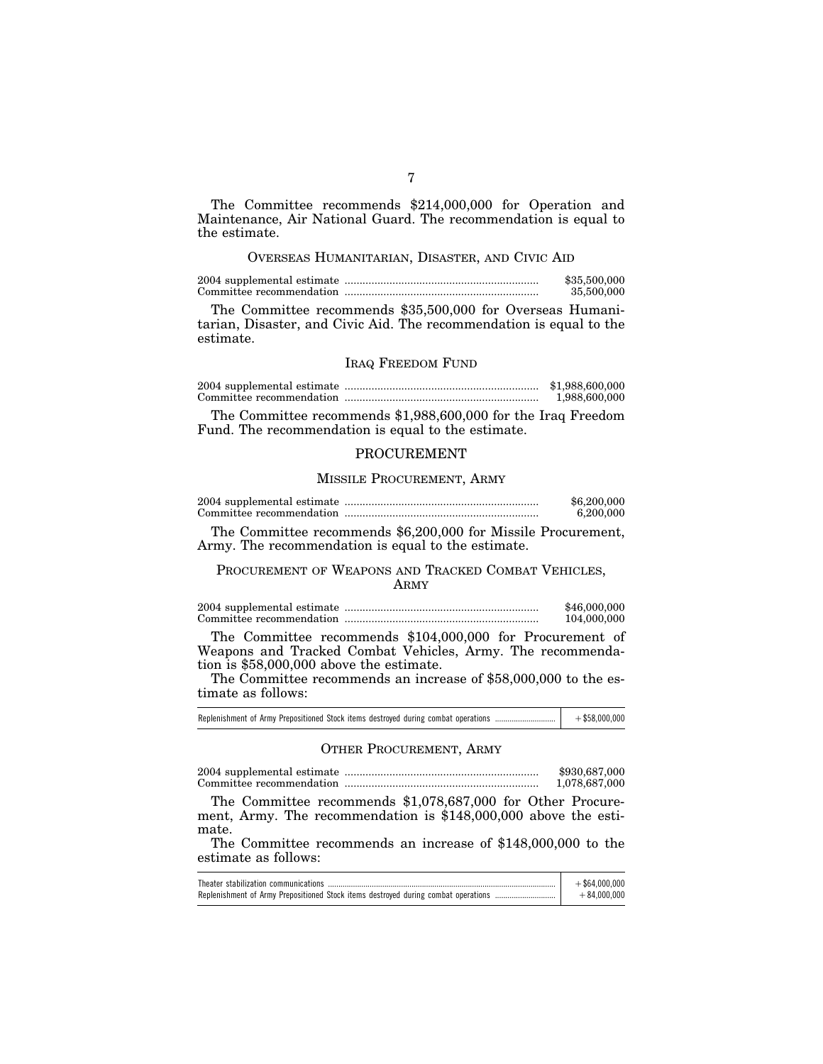The Committee recommends $214,000,000 for Operation and Maintenance, Air National Guard. The recommendation is equal to the estimate.

### OVERSEAS HUMANITARIAN, DISASTER, AND CIVIC AID

| | |
|---|---|
| 2004 supplemental estimate | $35,500,000 |
| Committee recommendation | 35,500,000 |

The Committee recommends $35,500,000 for Overseas Humanitarian, Disaster, and Civic Aid. The recommendation is equal to the estimate.

### IRAQ FREEDOM FUND

| | |
|---|---|
| 2004 supplemental estimate | $1,988,600,000 |
| Committee recommendation | 1,988,600,000 |

The Committee recommends $1,988,600,000 for the Iraq Freedom Fund. The recommendation is equal to the estimate.

## PROCUREMENT

### MISSILE PROCUREMENT, ARMY

| | |
|---|---|
| 2004 supplemental estimate | $6,200,000 |
| Committee recommendation | 6,200,000 |

The Committee recommends $6,200,000 for Missile Procurement, Army. The recommendation is equal to the estimate.

### PROCUREMENT OF WEAPONS AND TRACKED COMBAT VEHICLES, ARMY

| | |
|---|---|
| 2004 supplemental estimate | $46,000,000 |
| Committee recommendation | 104,000,000 |

The Committee recommends $104,000,000 for Procurement of Weapons and Tracked Combat Vehicles, Army. The recommendation is $58,000,000 above the estimate.

The Committee recommends an increase of $58,000,000 to the estimate as follows:

| | |
|---|---|
| Replenishment of Army Prepositioned Stock items destroyed during combat operations | +$58,000,000 |

### OTHER PROCUREMENT, ARMY

| | |
|---|---|
| 2004 supplemental estimate | $930,687,000 |
| Committee recommendation | 1,078,687,000 |

The Committee recommends $1,078,687,000 for Other Procurement, Army. The recommendation is $148,000,000 above the estimate.

The Committee recommends an increase of $148,000,000 to the estimate as follows:

| | |
|---|---|
| Theater stabilization communications | +$64,000,000 |
| Replenishment of Army Prepositioned Stock items destroyed during combat operations | +84,000,000 |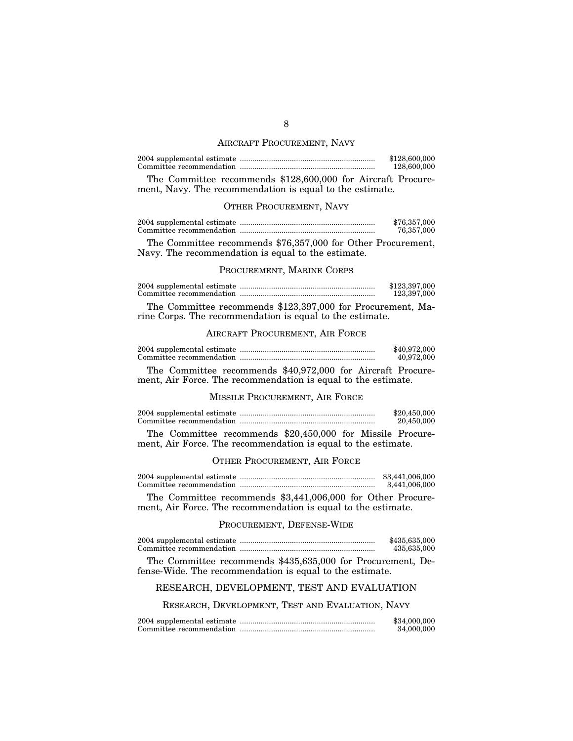### AIRCRAFT PROCUREMENT, NAVY

| | |
|---|---|
| 2004 supplemental estimate | $128,600,000 |
| Committee recommendation | 128,600,000 |

The Committee recommends $128,600,000 for Aircraft Procurement, Navy. The recommendation is equal to the estimate.

### OTHER PROCUREMENT, NAVY

| | |
|---|---|
| 2004 supplemental estimate | $76,357,000 |
| Committee recommendation | 76,357,000 |

The Committee recommends $76,357,000 for Other Procurement, Navy. The recommendation is equal to the estimate.

### PROCUREMENT, MARINE CORPS

| | |
|---|---|
| 2004 supplemental estimate | $123,397,000 |
| Committee recommendation | 123,397,000 |

The Committee recommends $123,397,000 for Procurement, Marine Corps. The recommendation is equal to the estimate.

### AIRCRAFT PROCUREMENT, AIR FORCE

| | |
|---|---|
| 2004 supplemental estimate | $40,972,000 |
| Committee recommendation | 40,972,000 |

The Committee recommends $40,972,000 for Aircraft Procurement, Air Force. The recommendation is equal to the estimate.

### MISSILE PROCUREMENT, AIR FORCE

| | |
|---|---|
| 2004 supplemental estimate | $20,450,000 |
| Committee recommendation | 20,450,000 |

The Committee recommends $20,450,000 for Missile Procurement, Air Force. The recommendation is equal to the estimate.

### OTHER PROCUREMENT, AIR FORCE

| | |
|---|---|
| 2004 supplemental estimate | $3,441,006,000 |
| Committee recommendation | 3,441,006,000 |

The Committee recommends $3,441,006,000 for Other Procurement, Air Force. The recommendation is equal to the estimate.

### PROCUREMENT, DEFENSE-WIDE

| | |
|---|---|
| 2004 supplemental estimate | $435,635,000 |
| Committee recommendation | 435,635,000 |

The Committee recommends $435,635,000 for Procurement, Defense-Wide. The recommendation is equal to the estimate.

## RESEARCH, DEVELOPMENT, TEST AND EVALUATION

### RESEARCH, DEVELOPMENT, TEST AND EVALUATION, NAVY

| | |
|---|---|
| 2004 supplemental estimate | $34,000,000 |
| Committee recommendation | 34,000,000 |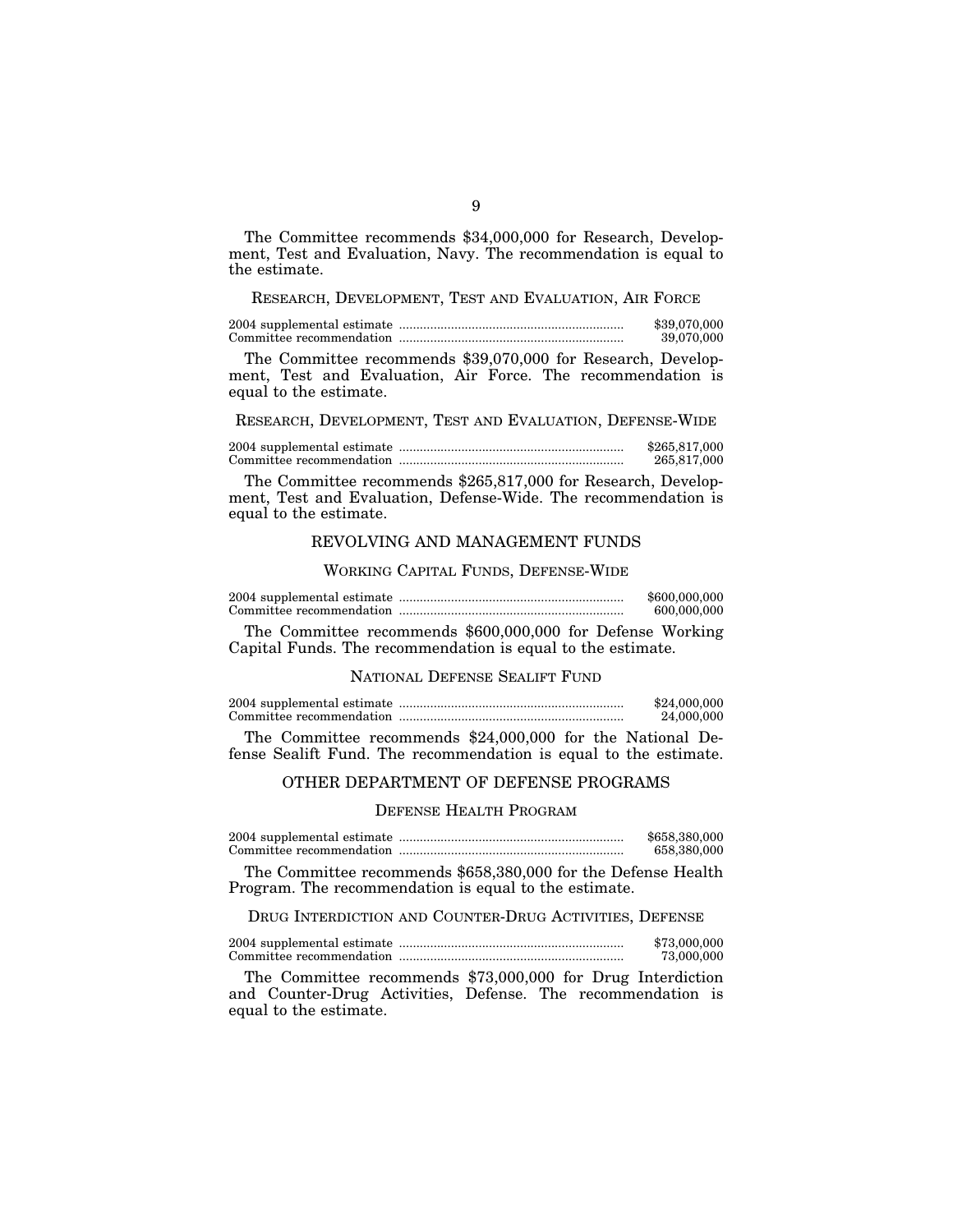The Committee recommends $34,000,000 for Research, Development, Test and Evaluation, Navy. The recommendation is equal to the estimate.

### RESEARCH, DEVELOPMENT, TEST AND EVALUATION, AIR FORCE

| | |
|---|---|
| 2004 supplemental estimate | $39,070,000 |
| Committee recommendation | 39,070,000 |

The Committee recommends $39,070,000 for Research, Development, Test and Evaluation, Air Force. The recommendation is equal to the estimate.

### RESEARCH, DEVELOPMENT, TEST AND EVALUATION, DEFENSE-WIDE

| | |
|---|---|
| 2004 supplemental estimate | $265,817,000 |
| Committee recommendation | 265,817,000 |

The Committee recommends $265,817,000 for Research, Development, Test and Evaluation, Defense-Wide. The recommendation is equal to the estimate.

## REVOLVING AND MANAGEMENT FUNDS

### WORKING CAPITAL FUNDS, DEFENSE-WIDE

| | |
|---|---|
| 2004 supplemental estimate | $600,000,000 |
| Committee recommendation | 600,000,000 |

The Committee recommends $600,000,000 for Defense Working Capital Funds. The recommendation is equal to the estimate.

### NATIONAL DEFENSE SEALIFT FUND

| | |
|---|---|
| 2004 supplemental estimate | $24,000,000 |
| Committee recommendation | 24,000,000 |

The Committee recommends $24,000,000 for the National Defense Sealift Fund. The recommendation is equal to the estimate.

## OTHER DEPARTMENT OF DEFENSE PROGRAMS

### DEFENSE HEALTH PROGRAM

| | |
|---|---|
| 2004 supplemental estimate | $658,380,000 |
| Committee recommendation | 658,380,000 |

The Committee recommends $658,380,000 for the Defense Health Program. The recommendation is equal to the estimate.

### DRUG INTERDICTION AND COUNTER-DRUG ACTIVITIES, DEFENSE

| | |
|---|---|
| 2004 supplemental estimate | $73,000,000 |
| Committee recommendation | 73,000,000 |

The Committee recommends $73,000,000 for Drug Interdiction and Counter-Drug Activities, Defense. The recommendation is equal to the estimate.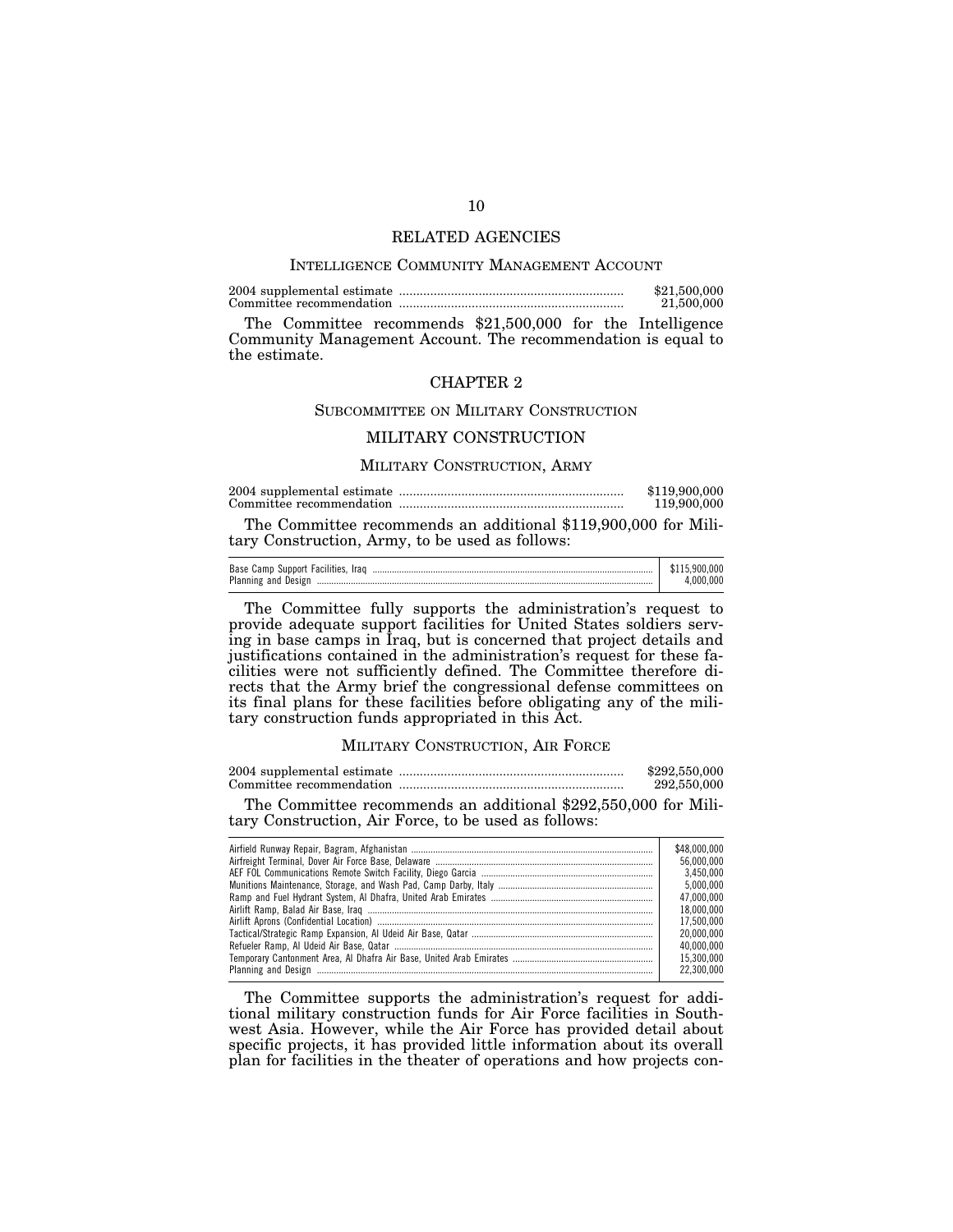## RELATED AGENCIES

### INTELLIGENCE COMMUNITY MANAGEMENT ACCOUNT

| | |
|---|---|
| 2004 supplemental estimate | $21,500,000 |
| Committee recommendation | 21,500,000 |

The Committee recommends $21,500,000 for the Intelligence Community Management Account. The recommendation is equal to the estimate.

# CHAPTER 2

## SUBCOMMITTEE ON MILITARY CONSTRUCTION

## MILITARY CONSTRUCTION

### MILITARY CONSTRUCTION, ARMY

| | |
|---|---|
| 2004 supplemental estimate | $119,900,000 |
| Committee recommendation | 119,900,000 |

The Committee recommends an additional $119,900,000 for Military Construction, Army, to be used as follows:

| | |
|---|---|
| Base Camp Support Facilities, Iraq | $115,900,000 |
| Planning and Design | 4,000,000 |

The Committee fully supports the administration's request to provide adequate support facilities for United States soldiers serving in base camps in Iraq, but is concerned that project details and justifications contained in the administration's request for these facilities were not sufficiently defined. The Committee therefore directs that the Army brief the congressional defense committees on its final plans for these facilities before obligating any of the military construction funds appropriated in this Act.

### MILITARY CONSTRUCTION, AIR FORCE

| | |
|---|---|
| 2004 supplemental estimate | $292,550,000 |
| Committee recommendation | 292,550,000 |

The Committee recommends an additional $292,550,000 for Military Construction, Air Force, to be used as follows:

| | |
|---|---|
| Airfield Runway Repair, Bagram, Afghanistan | $48,000,000 |
| Airfreight Terminal, Dover Air Force Base, Delaware | 56,000,000 |
| AEF FOL Communications Remote Switch Facility, Diego Garcia | 3,450,000 |
| Munitions Maintenance, Storage, and Wash Pad, Camp Darby, Italy | 5,000,000 |
| Ramp and Fuel Hydrant System, Al Dhafra, United Arab Emirates | 47,000,000 |
| Airlift Ramp, Balad Air Base, Iraq | 18,000,000 |
| Airlift Aprons (Confidential Location) | 17,500,000 |
| Tactical/Strategic Ramp Expansion, Al Udeid Air Base, Qatar | 20,000,000 |
| Refueler Ramp, Al Udeid Air Base, Qatar | 40,000,000 |
| Temporary Cantonment Area, Al Dhafra Air Base, United Arab Emirates | 15,300,000 |
| Planning and Design | 22,300,000 |

The Committee supports the administration's request for additional military construction funds for Air Force facilities in Southwest Asia. However, while the Air Force has provided detail about specific projects, it has provided little information about its overall plan for facilities in the theater of operations and how projects con-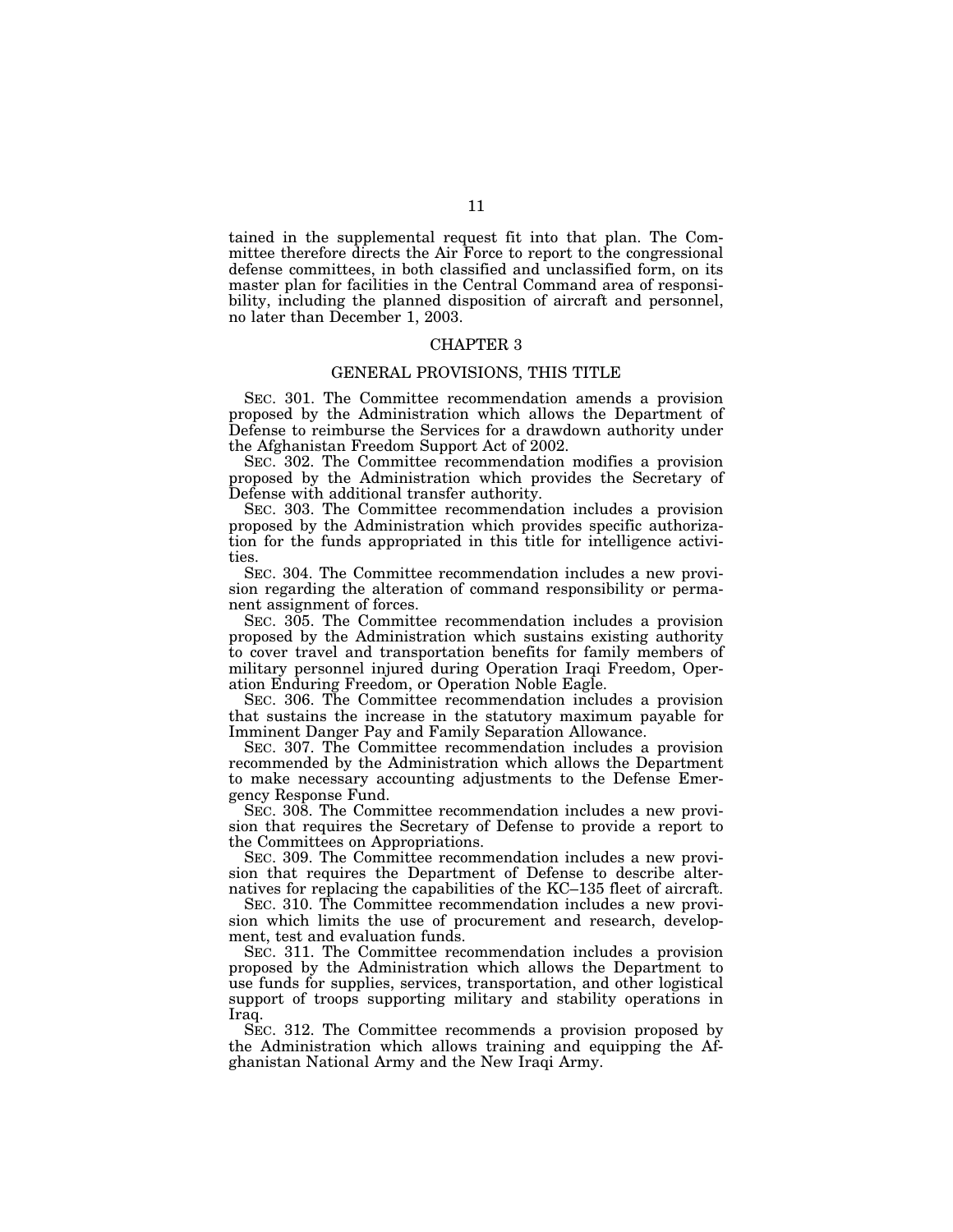tained in the supplemental request fit into that plan. The Committee therefore directs the Air Force to report to the congressional defense committees, in both classified and unclassified form, on its master plan for facilities in the Central Command area of responsibility, including the planned disposition of aircraft and personnel, no later than December 1, 2003.

## CHAPTER 3

### GENERAL PROVISIONS, THIS TITLE

SEC. 301. The Committee recommendation amends a provision proposed by the Administration which allows the Department of Defense to reimburse the Services for a drawdown authority under the Afghanistan Freedom Support Act of 2002.

SEC. 302. The Committee recommendation modifies a provision proposed by the Administration which provides the Secretary of Defense with additional transfer authority.

SEC. 303. The Committee recommendation includes a provision proposed by the Administration which provides specific authorization for the funds appropriated in this title for intelligence activities.

SEC. 304. The Committee recommendation includes a new provision regarding the alteration of command responsibility or permanent assignment of forces.

SEC. 305. The Committee recommendation includes a provision proposed by the Administration which sustains existing authority to cover travel and transportation benefits for family members of military personnel injured during Operation Iraqi Freedom, Operation Enduring Freedom, or Operation Noble Eagle.

SEC. 306. The Committee recommendation includes a provision that sustains the increase in the statutory maximum payable for Imminent Danger Pay and Family Separation Allowance.

SEC. 307. The Committee recommendation includes a provision recommended by the Administration which allows the Department to make necessary accounting adjustments to the Defense Emergency Response Fund.

SEC. 308. The Committee recommendation includes a new provision that requires the Secretary of Defense to provide a report to the Committees on Appropriations.

SEC. 309. The Committee recommendation includes a new provision that requires the Department of Defense to describe alternatives for replacing the capabilities of the KC–135 fleet of aircraft.

SEC. 310. The Committee recommendation includes a new provision which limits the use of procurement and research, development, test and evaluation funds.

SEC. 311. The Committee recommendation includes a provision proposed by the Administration which allows the Department to use funds for supplies, services, transportation, and other logistical support of troops supporting military and stability operations in Iraq.

SEC. 312. The Committee recommends a provision proposed by the Administration which allows training and equipping the Afghanistan National Army and the New Iraqi Army.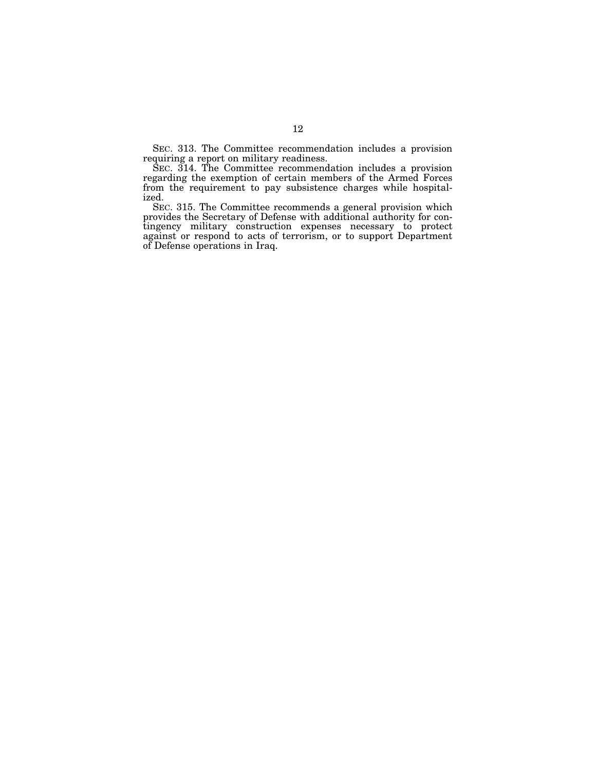SEC. 313. The Committee recommendation includes a provision requiring a report on military readiness.

SEC. 314. The Committee recommendation includes a provision regarding the exemption of certain members of the Armed Forces from the requirement to pay subsistence charges while hospitalized.

SEC. 315. The Committee recommends a general provision which provides the Secretary of Defense with additional authority for contingency military construction expenses necessary to protect against or respond to acts of terrorism, or to support Department of Defense operations in Iraq.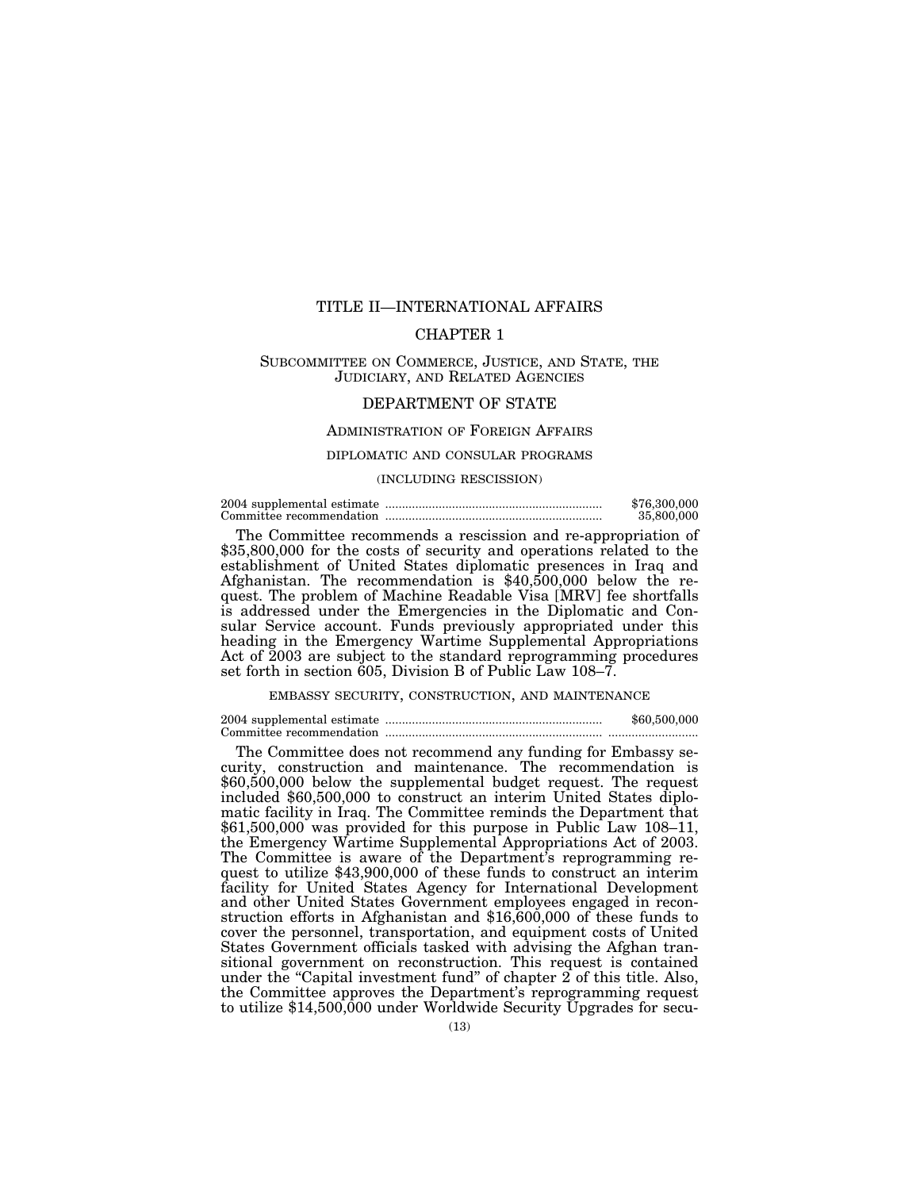# TITLE II—INTERNATIONAL AFFAIRS

## CHAPTER 1

### SUBCOMMITTEE ON COMMERCE, JUSTICE, AND STATE, THE JUDICIARY, AND RELATED AGENCIES

### DEPARTMENT OF STATE

#### ADMINISTRATION OF FOREIGN AFFAIRS

##### DIPLOMATIC AND CONSULAR PROGRAMS

(INCLUDING RESCISSION)

| | |
|---|---|
| 2004 supplemental estimate | $76,300,000 |
| Committee recommendation | 35,800,000 |

The Committee recommends a rescission and re-appropriation of $35,800,000 for the costs of security and operations related to the establishment of United States diplomatic presences in Iraq and Afghanistan. The recommendation is $40,500,000 below the request. The problem of Machine Readable Visa [MRV] fee shortfalls is addressed under the Emergencies in the Diplomatic and Consular Service account. Funds previously appropriated under this heading in the Emergency Wartime Supplemental Appropriations Act of 2003 are subject to the standard reprogramming procedures set forth in section 605, Division B of Public Law 108–7.

##### EMBASSY SECURITY, CONSTRUCTION, AND MAINTENANCE

| | |
|---|---|
| 2004 supplemental estimate | $60,500,000 |
| Committee recommendation | |

The Committee does not recommend any funding for Embassy security, construction and maintenance. The recommendation is $60,500,000 below the supplemental budget request. The request included $60,500,000 to construct an interim United States diplomatic facility in Iraq. The Committee reminds the Department that $61,500,000 was provided for this purpose in Public Law 108–11, the Emergency Wartime Supplemental Appropriations Act of 2003. The Committee is aware of the Department's reprogramming request to utilize $43,900,000 of these funds to construct an interim facility for United States Agency for International Development and other United States Government employees engaged in reconstruction efforts in Afghanistan and $16,600,000 of these funds to cover the personnel, transportation, and equipment costs of United States Government officials tasked with advising the Afghan transitional government on reconstruction. This request is contained under the "Capital investment fund" of chapter 2 of this title. Also, the Committee approves the Department's reprogramming request to utilize $14,500,000 under Worldwide Security Upgrades for secu-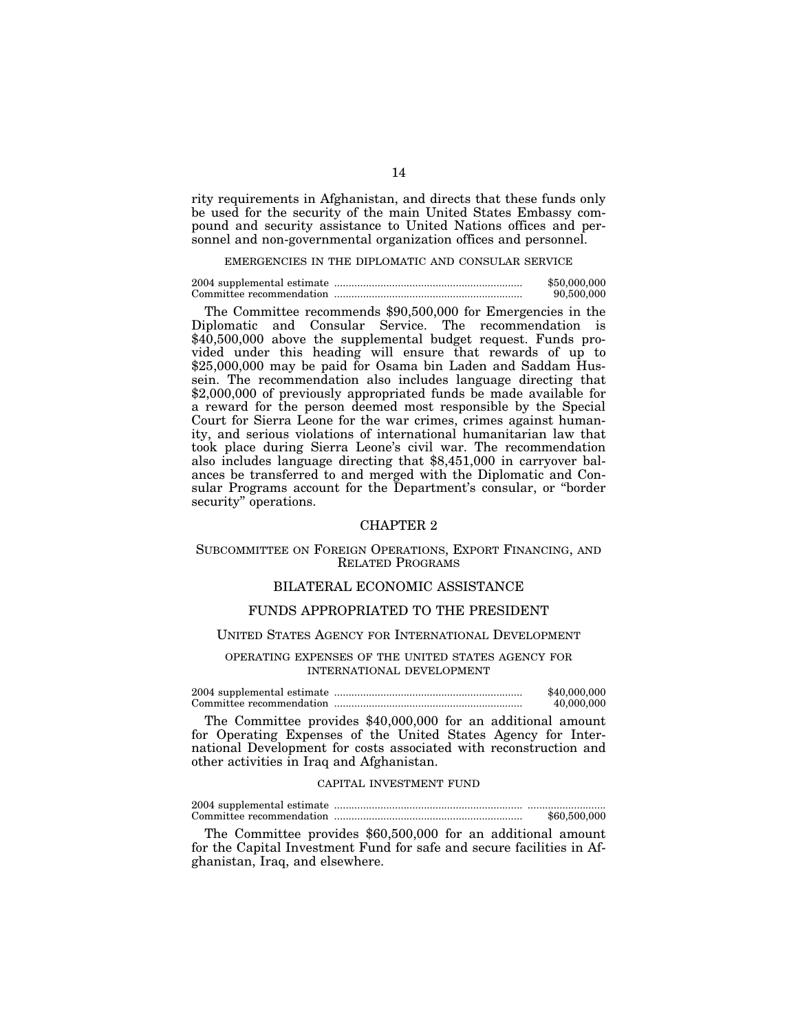rity requirements in Afghanistan, and directs that these funds only be used for the security of the main United States Embassy compound and security assistance to United Nations offices and personnel and non-governmental organization offices and personnel.

EMERGENCIES IN THE DIPLOMATIC AND CONSULAR SERVICE

| | |
|---|---|
| 2004 supplemental estimate | $50,000,000 |
| Committee recommendation | 90,500,000 |

The Committee recommends $90,500,000 for Emergencies in the Diplomatic and Consular Service. The recommendation is $40,500,000 above the supplemental budget request. Funds provided under this heading will ensure that rewards of up to $25,000,000 may be paid for Osama bin Laden and Saddam Hussein. The recommendation also includes language directing that $2,000,000 of previously appropriated funds be made available for a reward for the person deemed most responsible by the Special Court for Sierra Leone for the war crimes, crimes against humanity, and serious violations of international humanitarian law that took place during Sierra Leone's civil war. The recommendation also includes language directing that $8,451,000 in carryover balances be transferred to and merged with the Diplomatic and Consular Programs account for the Department's consular, or "border security" operations.

## CHAPTER 2

### SUBCOMMITTEE ON FOREIGN OPERATIONS, EXPORT FINANCING, AND RELATED PROGRAMS

### BILATERAL ECONOMIC ASSISTANCE

### FUNDS APPROPRIATED TO THE PRESIDENT

#### UNITED STATES AGENCY FOR INTERNATIONAL DEVELOPMENT

OPERATING EXPENSES OF THE UNITED STATES AGENCY FOR INTERNATIONAL DEVELOPMENT

| | |
|---|---|
| 2004 supplemental estimate | $40,000,000 |
| Committee recommendation | 40,000,000 |

The Committee provides $40,000,000 for an additional amount for Operating Expenses of the United States Agency for International Development for costs associated with reconstruction and other activities in Iraq and Afghanistan.

CAPITAL INVESTMENT FUND

| | |
|---|---|
| 2004 supplemental estimate | ........................ |
| Committee recommendation | $60,500,000 |

The Committee provides $60,500,000 for an additional amount for the Capital Investment Fund for safe and secure facilities in Afghanistan, Iraq, and elsewhere.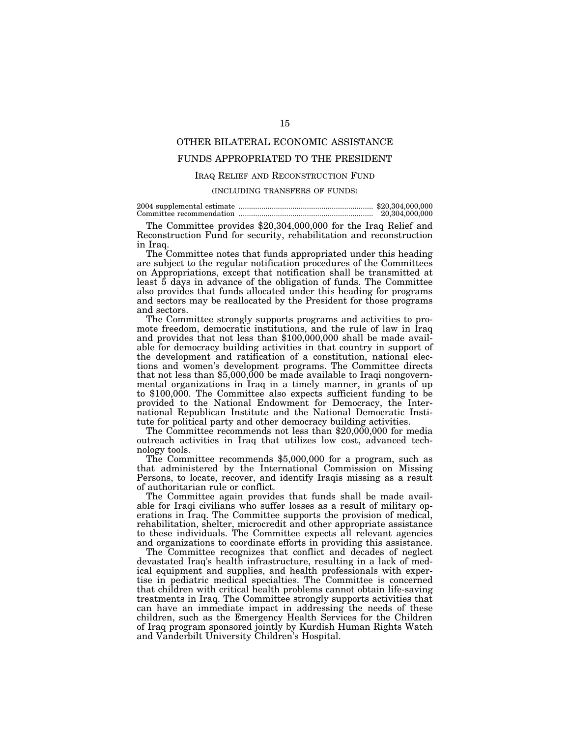## OTHER BILATERAL ECONOMIC ASSISTANCE

## FUNDS APPROPRIATED TO THE PRESIDENT

### IRAQ RELIEF AND RECONSTRUCTION FUND

(INCLUDING TRANSFERS OF FUNDS)

| | |
|---|---|
| 2004 supplemental estimate | $20,304,000,000 |
| Committee recommendation | 20,304,000,000 |

The Committee provides $20,304,000,000 for the Iraq Relief and Reconstruction Fund for security, rehabilitation and reconstruction in Iraq.

The Committee notes that funds appropriated under this heading are subject to the regular notification procedures of the Committees on Appropriations, except that notification shall be transmitted at least 5 days in advance of the obligation of funds. The Committee also provides that funds allocated under this heading for programs and sectors may be reallocated by the President for those programs and sectors.

The Committee strongly supports programs and activities to promote freedom, democratic institutions, and the rule of law in Iraq and provides that not less than $100,000,000 shall be made available for democracy building activities in that country in support of the development and ratification of a constitution, national elections and women's development programs. The Committee directs that not less than $5,000,000 be made available to Iraqi nongovernmental organizations in Iraq in a timely manner, in grants of up to $100,000. The Committee also expects sufficient funding to be provided to the National Endowment for Democracy, the International Republican Institute and the National Democratic Institute for political party and other democracy building activities.

The Committee recommends not less than $20,000,000 for media outreach activities in Iraq that utilizes low cost, advanced technology tools.

The Committee recommends $5,000,000 for a program, such as that administered by the International Commission on Missing Persons, to locate, recover, and identify Iraqis missing as a result of authoritarian rule or conflict.

The Committee again provides that funds shall be made available for Iraqi civilians who suffer losses as a result of military operations in Iraq. The Committee supports the provision of medical, rehabilitation, shelter, microcredit and other appropriate assistance to these individuals. The Committee expects all relevant agencies and organizations to coordinate efforts in providing this assistance.

The Committee recognizes that conflict and decades of neglect devastated Iraq's health infrastructure, resulting in a lack of medical equipment and supplies, and health professionals with expertise in pediatric medical specialties. The Committee is concerned that children with critical health problems cannot obtain life-saving treatments in Iraq. The Committee strongly supports activities that can have an immediate impact in addressing the needs of these children, such as the Emergency Health Services for the Children of Iraq program sponsored jointly by Kurdish Human Rights Watch and Vanderbilt University Children's Hospital.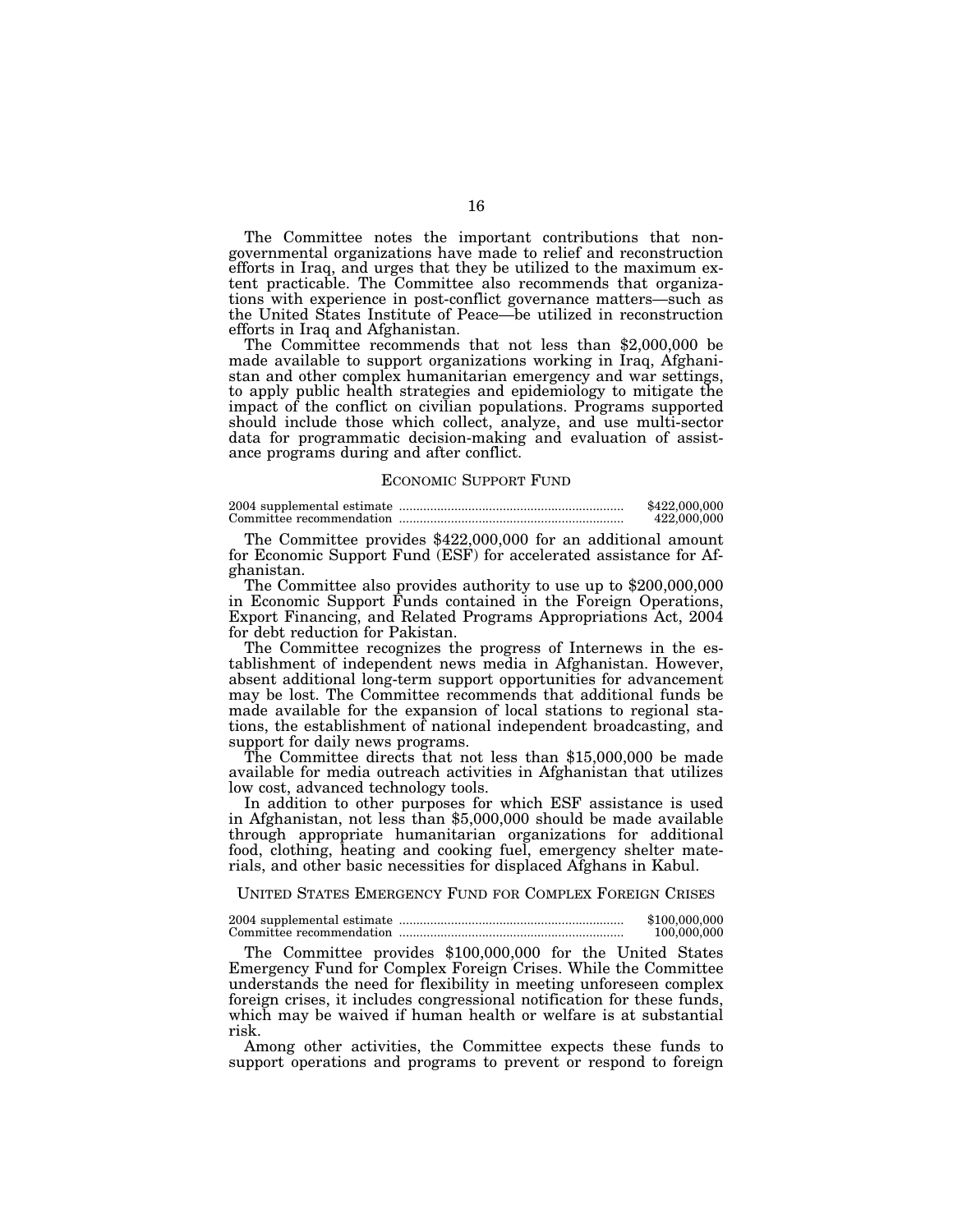The Committee notes the important contributions that non-governmental organizations have made to relief and reconstruction efforts in Iraq, and urges that they be utilized to the maximum extent practicable. The Committee also recommends that organizations with experience in post-conflict governance matters—such as the United States Institute of Peace—be utilized in reconstruction efforts in Iraq and Afghanistan.

The Committee recommends that not less than $2,000,000 be made available to support organizations working in Iraq, Afghanistan and other complex humanitarian emergency and war settings, to apply public health strategies and epidemiology to mitigate the impact of the conflict on civilian populations. Programs supported should include those which collect, analyze, and use multi-sector data for programmatic decision-making and evaluation of assistance programs during and after conflict.

## ECONOMIC SUPPORT FUND

| | |
|---|---|
| 2004 supplemental estimate | $422,000,000 |
| Committee recommendation | 422,000,000 |

The Committee provides $422,000,000 for an additional amount for Economic Support Fund (ESF) for accelerated assistance for Afghanistan.

The Committee also provides authority to use up to $200,000,000 in Economic Support Funds contained in the Foreign Operations, Export Financing, and Related Programs Appropriations Act, 2004 for debt reduction for Pakistan.

The Committee recognizes the progress of Internews in the establishment of independent news media in Afghanistan. However, absent additional long-term support opportunities for advancement may be lost. The Committee recommends that additional funds be made available for the expansion of local stations to regional stations, the establishment of national independent broadcasting, and support for daily news programs.

The Committee directs that not less than $15,000,000 be made available for media outreach activities in Afghanistan that utilizes low cost, advanced technology tools.

In addition to other purposes for which ESF assistance is used in Afghanistan, not less than $5,000,000 should be made available through appropriate humanitarian organizations for additional food, clothing, heating and cooking fuel, emergency shelter materials, and other basic necessities for displaced Afghans in Kabul.

## UNITED STATES EMERGENCY FUND FOR COMPLEX FOREIGN CRISES

| | |
|---|---|
| 2004 supplemental estimate | $100,000,000 |
| Committee recommendation | 100,000,000 |

The Committee provides $100,000,000 for the United States Emergency Fund for Complex Foreign Crises. While the Committee understands the need for flexibility in meeting unforeseen complex foreign crises, it includes congressional notification for these funds, which may be waived if human health or welfare is at substantial risk.

Among other activities, the Committee expects these funds to support operations and programs to prevent or respond to foreign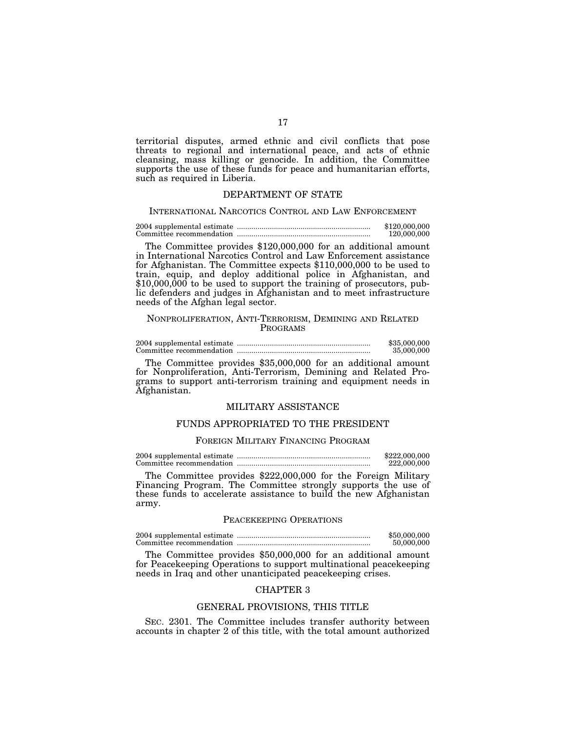territorial disputes, armed ethnic and civil conflicts that pose threats to regional and international peace, and acts of ethnic cleansing, mass killing or genocide. In addition, the Committee supports the use of these funds for peace and humanitarian efforts, such as required in Liberia.

## DEPARTMENT OF STATE

### INTERNATIONAL NARCOTICS CONTROL AND LAW ENFORCEMENT

| | |
|---|---|
| 2004 supplemental estimate | $120,000,000 |
| Committee recommendation | 120,000,000 |

The Committee provides $120,000,000 for an additional amount in International Narcotics Control and Law Enforcement assistance for Afghanistan. The Committee expects $110,000,000 to be used to train, equip, and deploy additional police in Afghanistan, and $10,000,000 to be used to support the training of prosecutors, public defenders and judges in Afghanistan and to meet infrastructure needs of the Afghan legal sector.

### NONPROLIFERATION, ANTI-TERRORISM, DEMINING AND RELATED PROGRAMS

| | |
|---|---|
| 2004 supplemental estimate | $35,000,000 |
| Committee recommendation | 35,000,000 |

The Committee provides $35,000,000 for an additional amount for Nonproliferation, Anti-Terrorism, Demining and Related Programs to support anti-terrorism training and equipment needs in Afghanistan.

## MILITARY ASSISTANCE

## FUNDS APPROPRIATED TO THE PRESIDENT

### FOREIGN MILITARY FINANCING PROGRAM

| | |
|---|---|
| 2004 supplemental estimate | $222,000,000 |
| Committee recommendation | 222,000,000 |

The Committee provides $222,000,000 for the Foreign Military Financing Program. The Committee strongly supports the use of these funds to accelerate assistance to build the new Afghanistan army.

### PEACEKEEPING OPERATIONS

| | |
|---|---|
| 2004 supplemental estimate | $50,000,000 |
| Committee recommendation | 50,000,000 |

The Committee provides $50,000,000 for an additional amount for Peacekeeping Operations to support multinational peacekeeping needs in Iraq and other unanticipated peacekeeping crises.

## CHAPTER 3

## GENERAL PROVISIONS, THIS TITLE

SEC. 2301. The Committee includes transfer authority between accounts in chapter 2 of this title, with the total amount authorized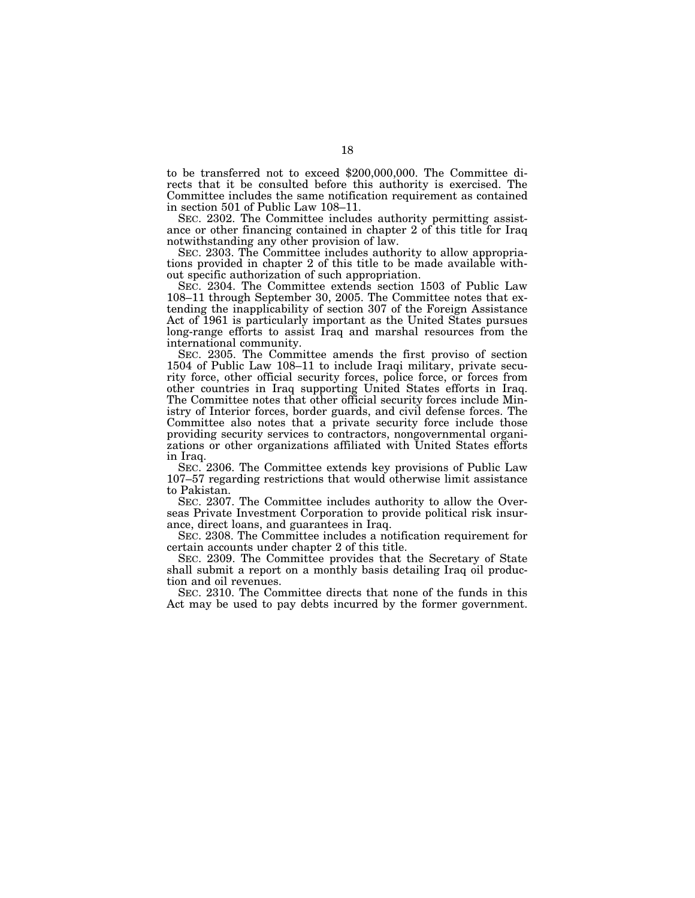to be transferred not to exceed $200,000,000. The Committee directs that it be consulted before this authority is exercised. The Committee includes the same notification requirement as contained in section 501 of Public Law 108–11.

SEC. 2302. The Committee includes authority permitting assistance or other financing contained in chapter 2 of this title for Iraq notwithstanding any other provision of law.

SEC. 2303. The Committee includes authority to allow appropriations provided in chapter 2 of this title to be made available without specific authorization of such appropriation.

SEC. 2304. The Committee extends section 1503 of Public Law 108–11 through September 30, 2005. The Committee notes that extending the inapplicability of section 307 of the Foreign Assistance Act of 1961 is particularly important as the United States pursues long-range efforts to assist Iraq and marshal resources from the international community.

SEC. 2305. The Committee amends the first proviso of section 1504 of Public Law 108–11 to include Iraqi military, private security force, other official security forces, police force, or forces from other countries in Iraq supporting United States efforts in Iraq. The Committee notes that other official security forces include Ministry of Interior forces, border guards, and civil defense forces. The Committee also notes that a private security force include those providing security services to contractors, nongovernmental organizations or other organizations affiliated with United States efforts in Iraq.

SEC. 2306. The Committee extends key provisions of Public Law 107–57 regarding restrictions that would otherwise limit assistance to Pakistan.

SEC. 2307. The Committee includes authority to allow the Overseas Private Investment Corporation to provide political risk insurance, direct loans, and guarantees in Iraq.

SEC. 2308. The Committee includes a notification requirement for certain accounts under chapter 2 of this title.

SEC. 2309. The Committee provides that the Secretary of State shall submit a report on a monthly basis detailing Iraq oil production and oil revenues.

SEC. 2310. The Committee directs that none of the funds in this Act may be used to pay debts incurred by the former government.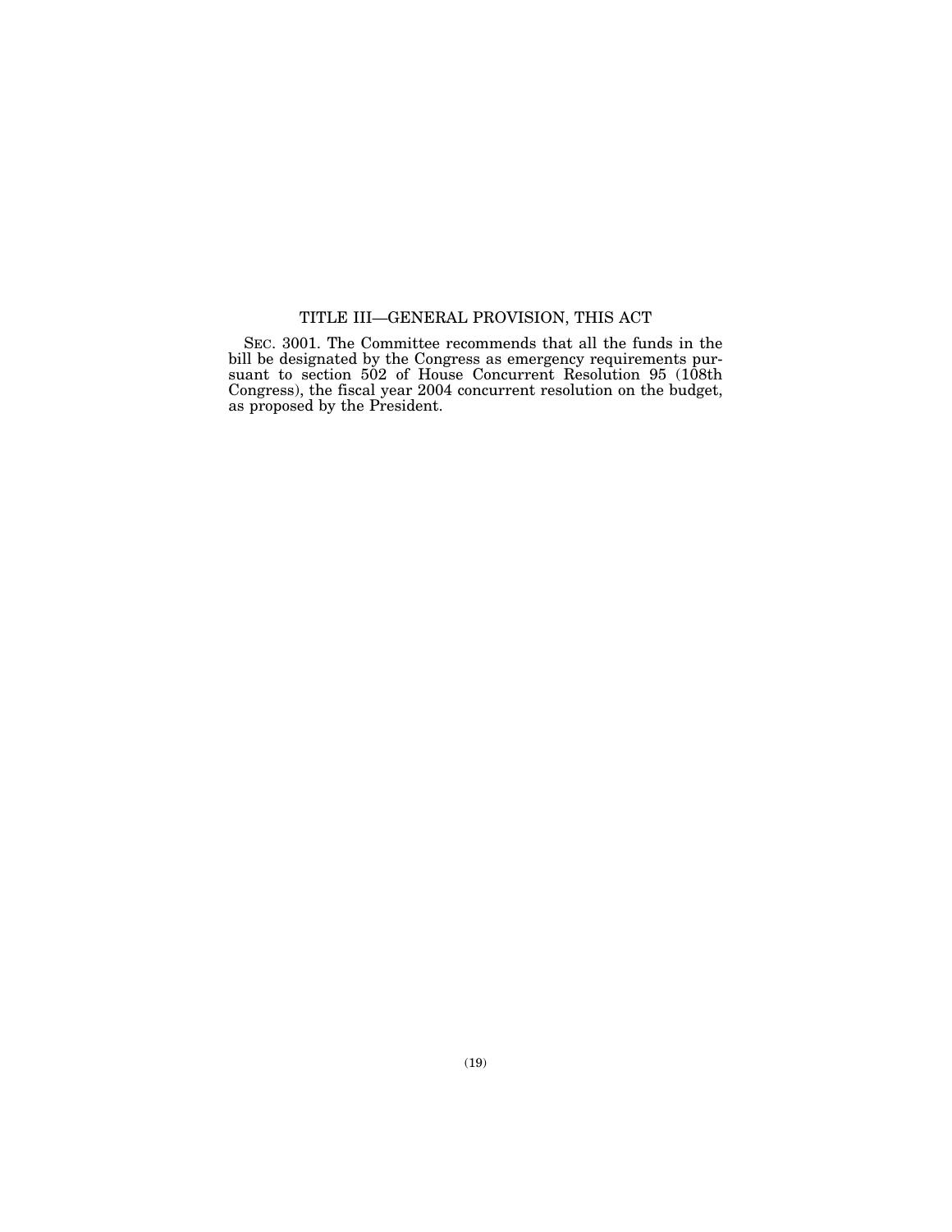## TITLE III—GENERAL PROVISION, THIS ACT

SEC. 3001. The Committee recommends that all the funds in the bill be designated by the Congress as emergency requirements pursuant to section 502 of House Concurrent Resolution 95 (108th Congress), the fiscal year 2004 concurrent resolution on the budget, as proposed by the President.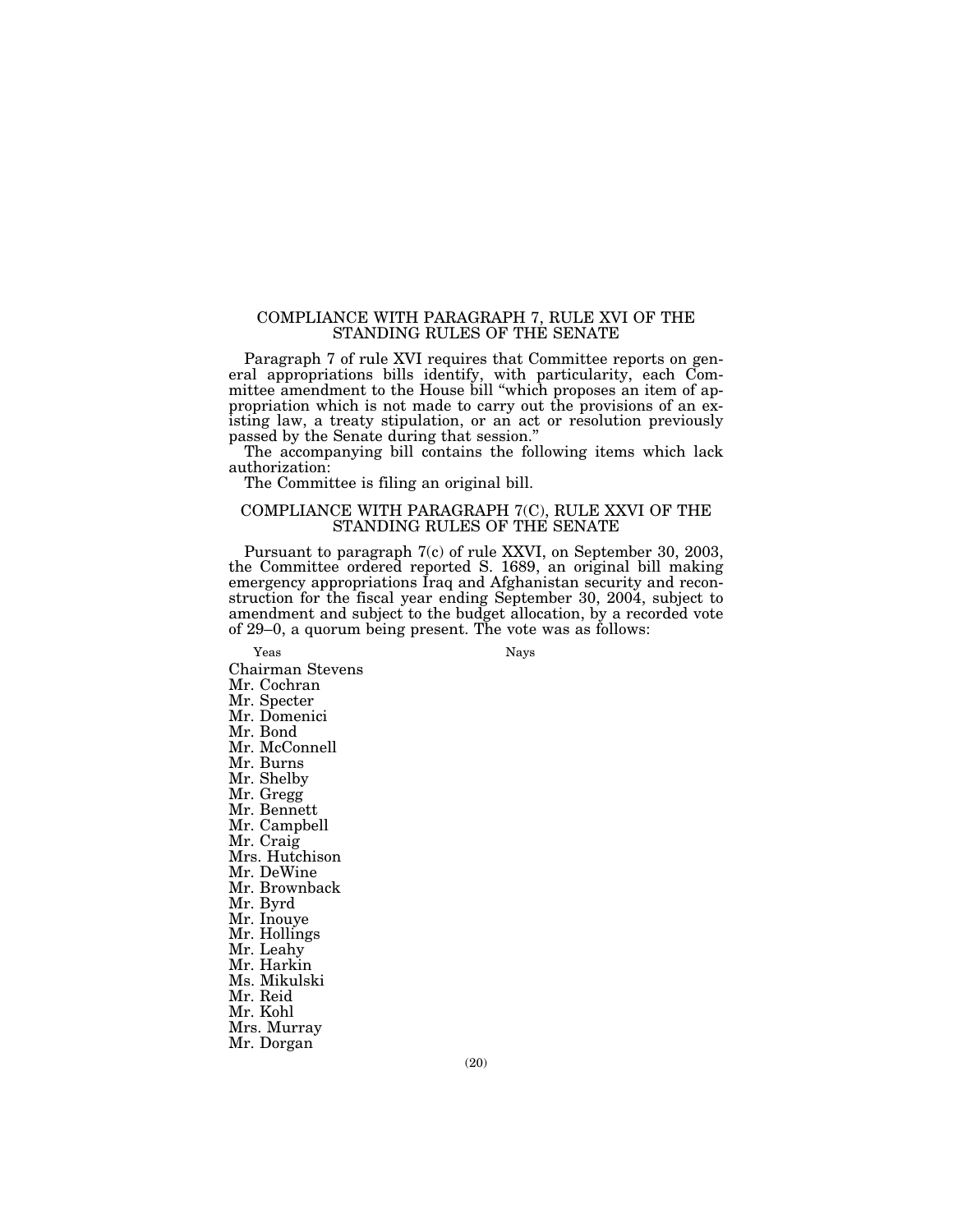## COMPLIANCE WITH PARAGRAPH 7, RULE XVI OF THE STANDING RULES OF THE SENATE

Paragraph 7 of rule XVI requires that Committee reports on general appropriations bills identify, with particularity, each Committee amendment to the House bill "which proposes an item of appropriation which is not made to carry out the provisions of an existing law, a treaty stipulation, or an act or resolution previously passed by the Senate during that session."

The accompanying bill contains the following items which lack authorization:

The Committee is filing an original bill.

## COMPLIANCE WITH PARAGRAPH 7(C), RULE XXVI OF THE STANDING RULES OF THE SENATE

Pursuant to paragraph 7(c) of rule XXVI, on September 30, 2003, the Committee ordered reported S. 1689, an original bill making emergency appropriations Iraq and Afghanistan security and reconstruction for the fiscal year ending September 30, 2004, subject to amendment and subject to the budget allocation, by a recorded vote of 29–0, a quorum being present. The vote was as follows:

| Yeas | Nays |
| --- | --- |
| Chairman Stevens | |
| Mr. Cochran | |
| Mr. Specter | |
| Mr. Domenici | |
| Mr. Bond | |
| Mr. McConnell | |
| Mr. Burns | |
| Mr. Shelby | |
| Mr. Gregg | |
| Mr. Bennett | |
| Mr. Campbell | |
| Mr. Craig | |
| Mrs. Hutchison | |
| Mr. DeWine | |
| Mr. Brownback | |
| Mr. Byrd | |
| Mr. Inouye | |
| Mr. Hollings | |
| Mr. Leahy | |
| Mr. Harkin | |
| Ms. Mikulski | |
| Mr. Reid | |
| Mr. Kohl | |
| Mrs. Murray | |
| Mr. Dorgan | |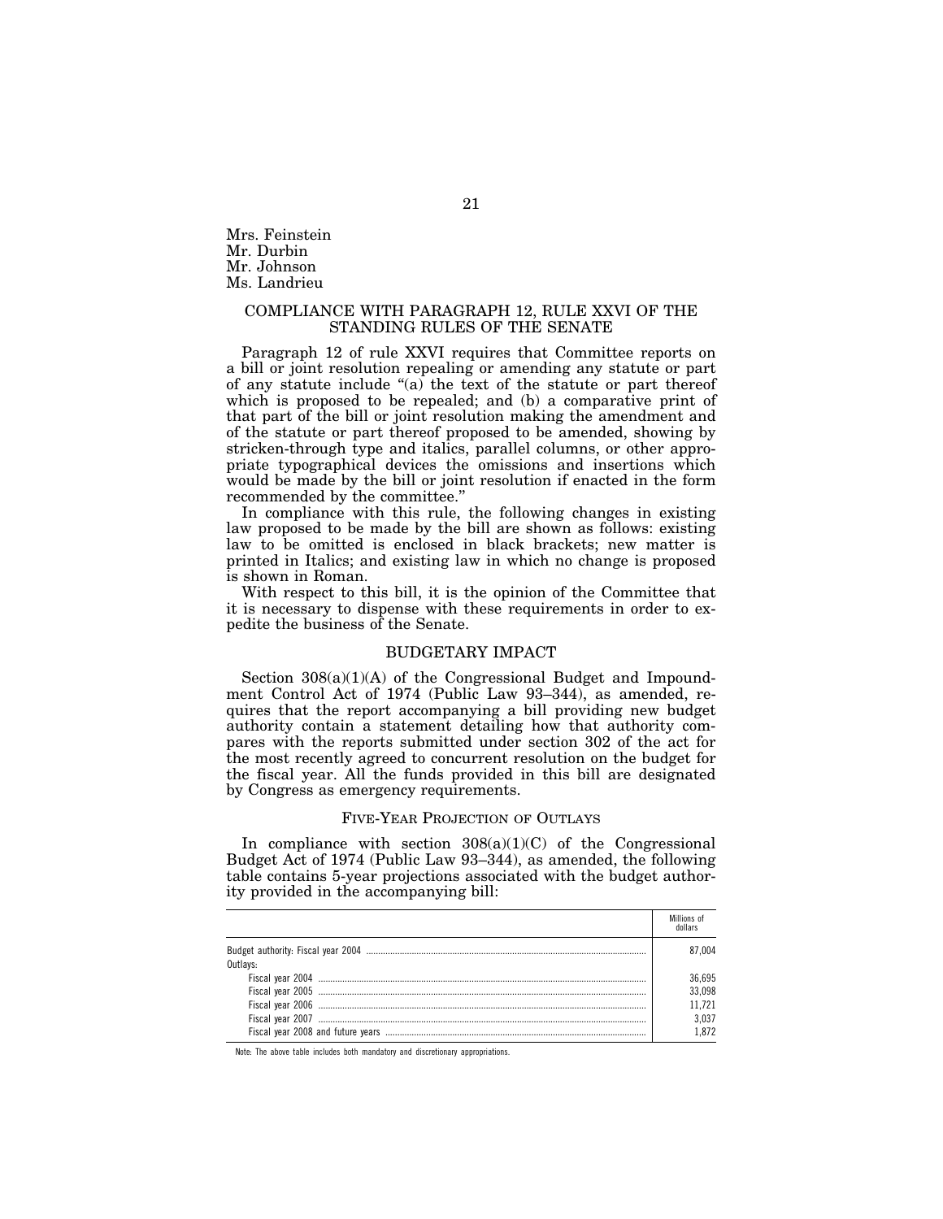Mrs. Feinstein
Mr. Durbin
Mr. Johnson
Ms. Landrieu

## COMPLIANCE WITH PARAGRAPH 12, RULE XXVI OF THE STANDING RULES OF THE SENATE

Paragraph 12 of rule XXVI requires that Committee reports on a bill or joint resolution repealing or amending any statute or part of any statute include "(a) the text of the statute or part thereof which is proposed to be repealed; and (b) a comparative print of that part of the bill or joint resolution making the amendment and of the statute or part thereof proposed to be amended, showing by stricken-through type and italics, parallel columns, or other appropriate typographical devices the omissions and insertions which would be made by the bill or joint resolution if enacted in the form recommended by the committee."

In compliance with this rule, the following changes in existing law proposed to be made by the bill are shown as follows: existing law to be omitted is enclosed in black brackets; new matter is printed in Italics; and existing law in which no change is proposed is shown in Roman.

With respect to this bill, it is the opinion of the Committee that it is necessary to dispense with these requirements in order to expedite the business of the Senate.

## BUDGETARY IMPACT

Section 308(a)(1)(A) of the Congressional Budget and Impoundment Control Act of 1974 (Public Law 93–344), as amended, requires that the report accompanying a bill providing new budget authority contain a statement detailing how that authority compares with the reports submitted under section 302 of the act for the most recently agreed to concurrent resolution on the budget for the fiscal year. All the funds provided in this bill are designated by Congress as emergency requirements.

## FIVE-YEAR PROJECTION OF OUTLAYS

In compliance with section 308(a)(1)(C) of the Congressional Budget Act of 1974 (Public Law 93–344), as amended, the following table contains 5-year projections associated with the budget authority provided in the accompanying bill:

| | Millions of dollars |
|---|---|
| Budget authority: Fiscal year 2004 | 87,004 |
| Outlays: | |
| Fiscal year 2004 | 36,695 |
| Fiscal year 2005 | 33,098 |
| Fiscal year 2006 | 11,721 |
| Fiscal year 2007 | 3,037 |
| Fiscal year 2008 and future years | 1,872 |

Note: The above table includes both mandatory and discretionary appropriations.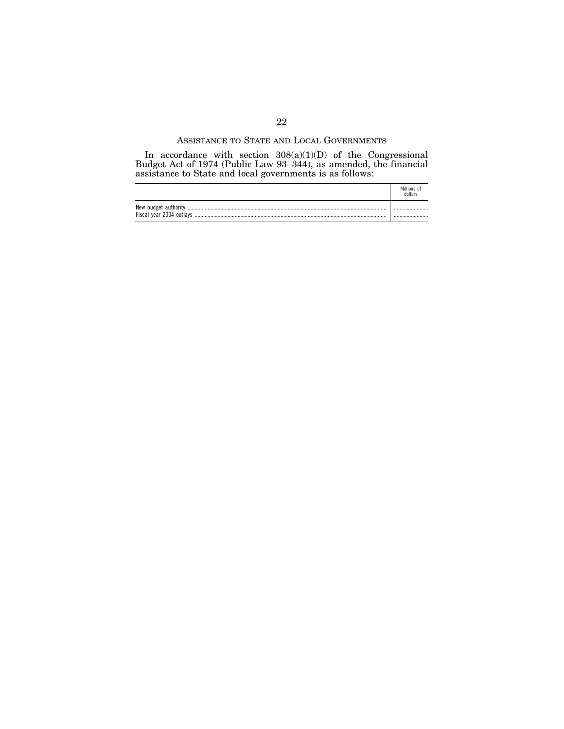## Assistance to State and Local Governments

In accordance with section 308(a)(1)(D) of the Congressional Budget Act of 1974 (Public Law 93–344), as amended, the financial assistance to State and local governments is as follows:

| | Millions of dollars |
|---|---|
| New budget authority | ............ |
| Fiscal year 2004 outlays | ............ |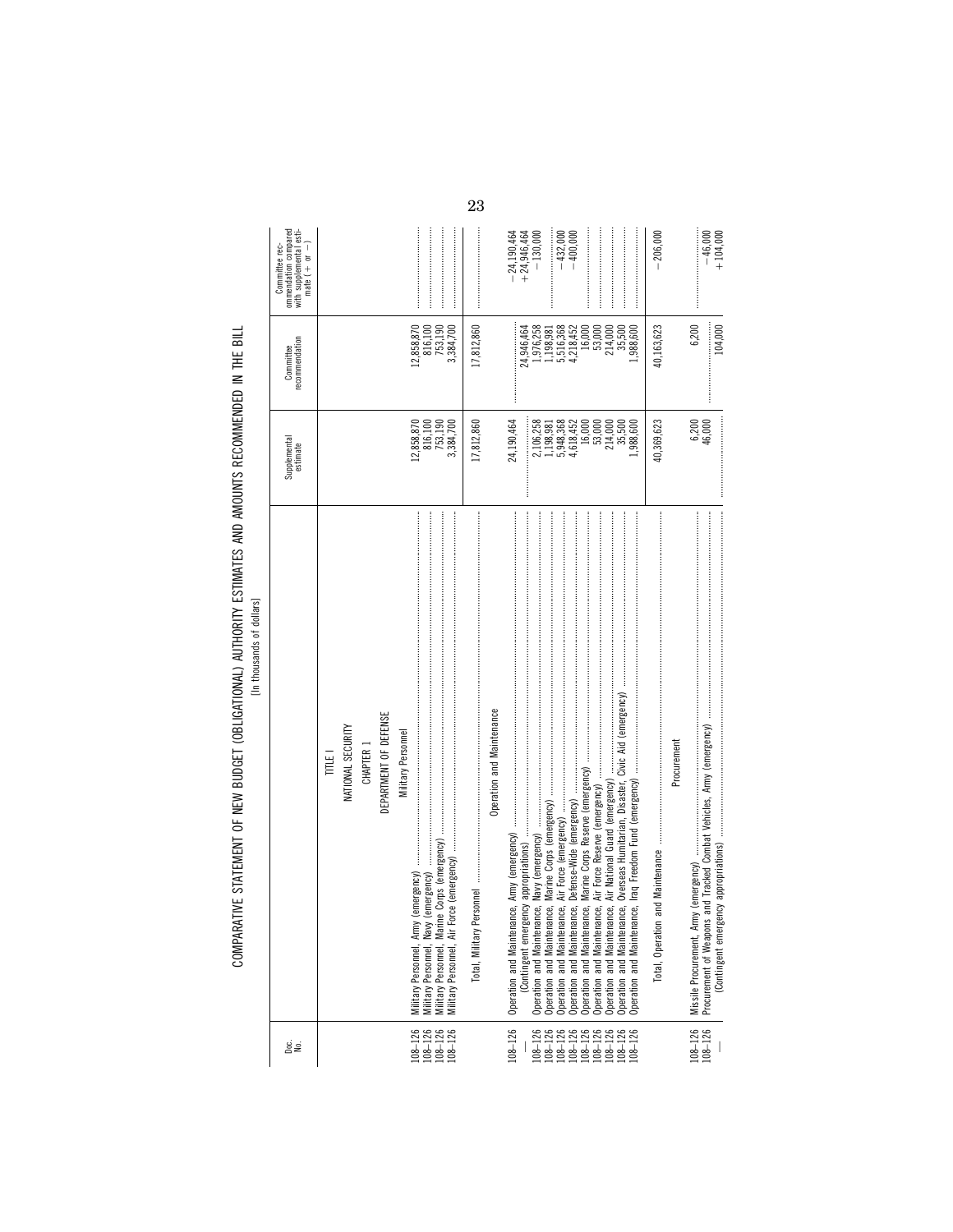# COMPARATIVE STATEMENT OF NEW BUDGET (OBLIGATIONAL) AUTHORITY ESTIMATES AND AMOUNTS RECOMMENDED IN THE BILL

[In thousands of dollars]

| Doc. No. | | Supplemental estimate | Committee recommendation | Committee recommendation compared with supplemental estimate (+ or −) |
|---|---|---|---|---|
| | TITLE I | | | |
| | NATIONAL SECURITY | | | |
| | CHAPTER 1 | | | |
| | DEPARTMENT OF DEFENSE | | | |
| | Military Personnel | | | |
| 108–126 | Military Personnel, Army (emergency) | 12,858,870 | 12,858,870 | |
| 108–126 | Military Personnel, Navy (emergency) | 816,100 | 816,100 | |
| 108–126 | Military Personnel, Marine Corps (emergency) | 753,190 | 753,190 | |
| 108–126 | Military Personnel, Air Force (emergency) | 3,384,700 | 3,384,700 | |
| | Total, Military Personnel | 17,812,860 | 17,812,860 | |
| | Operation and Maintenance | | | |
| 108–126 | Operation and Maintenance, Army (emergency) | 24,190,464 | | −24,190,464 |
| — | (Contingent emergency appropriations) | | 24,946,464 | +24,946,464 |
| 108–126 | Operation and Maintenance, Navy (emergency) | 2,106,258 | 1,976,258 | −130,000 |
| 108–126 | Operation and Maintenance, Marine Corps (emergency) | 1,198,981 | 1,198,981 | |
| 108–126 | Operation and Maintenance, Air Force (emergency) | 5,948,368 | 5,516,368 | −432,000 |
| 108–126 | Operation and Maintenance, Defense-Wide (emergency) | 4,618,452 | 4,218,452 | −400,000 |
| 108–126 | Operation and Maintenance, Marine Corps Reserve (emergency) | 16,000 | 16,000 | |
| 108–126 | Operation and Maintenance, Air Force Reserve (emergency) | 53,000 | 53,000 | |
| 108–126 | Operation and Maintenance, Air National Guard (emergency) | 214,000 | 214,000 | |
| 108–126 | Operation and Maintenance, Overseas Humanitarian, Disaster, Civic Aid (emergency) | 35,500 | 35,500 | |
| 108–126 | Operation and Maintenance, Iraq Freedom Fund (emergency) | 1,988,600 | 1,988,600 | |
| | Total, Operation and Maintenance | 40,369,623 | 40,163,623 | −206,000 |
| | Procurement | | | |
| 108–126 | Missile Procurement, Army (emergency) | 6,200 | 6,200 | |
| 108–126 | Procurement of Weapons and Tracked Combat Vehicles, Army (emergency) | 46,000 | | −46,000 |
| — | (Contingent emergency appropriations) | | 104,000 | +104,000 |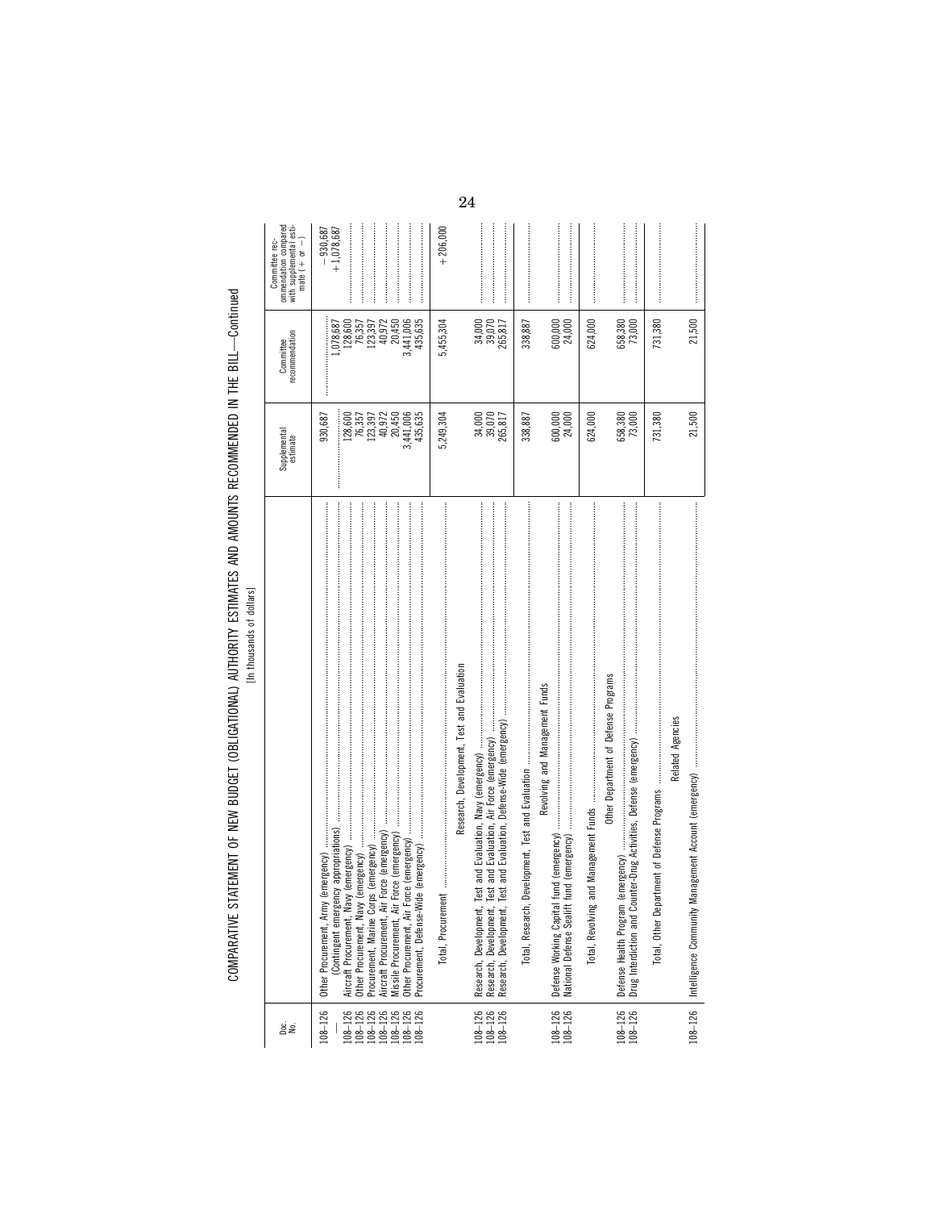COMPARATIVE STATEMENT OF NEW BUDGET (OBLIGATIONAL) AUTHORITY ESTIMATES AND AMOUNTS RECOMMENDED IN THE BILL—Continued

[In thousands of dollars]

| Doc. No. | | Supplemental estimate | Committee recommendation | Committee recommendation compared with supplemental estimate (+ or −) |
|---|---|---|---|---|
| 108–126 | Other Procurement, Army (emergency) | 930,687 | | −930,687 |
| — | (Contingent emergency appropriations) | | 1,078,687 | +1,078,687 |
| 108–126 | Aircraft Procurement, Navy (emergency) | 128,600 | 128,600 | |
| 108–126 | Other Procurement, Navy (emergency) | 76,357 | 76,357 | |
| 108–126 | Procurement, Marine Corps (emergency) | 123,397 | 123,397 | |
| 108–126 | Aircraft Procurement, Air Force (emergency) | 40,972 | 40,972 | |
| 108–126 | Missile Procurement, Air Force (emergency) | 20,450 | 20,450 | |
| 108–126 | Other Procurement, Air Force (emergency) | 3,441,006 | 3,441,006 | |
| 108–126 | Procurement, Defense-Wide (emergency) | 435,635 | 435,635 | |
| | Total, Procurement | 5,249,304 | 5,455,304 | +206,000 |
| | Research, Development, Test and Evaluation | | | |
| 108–126 | Research, Development, Test and Evaluation, Navy (emergency) | 34,000 | 34,000 | |
| 108–126 | Research, Development, Test and Evaluation, Air Force (emergency) | 39,070 | 39,070 | |
| 108–126 | Research, Development, Test and Evaluation, Defense-Wide (emergency) | 265,817 | 265,817 | |
| | Total, Research, Development, Test and Evaluation | 338,887 | 338,887 | |
| | Revolving and Management Funds | | | |
| 108–126 | Defense Working Capital fund (emergency) | 600,000 | 600,000 | |
| 108–126 | National Defense Sealift fund (emergency) | 24,000 | 24,000 | |
| | Total, Revolving and Management Funds | 624,000 | 624,000 | |
| | Other Department of Defense Programs | | | |
| 108–126 | Defense Health Program (emergency) | 658,380 | 658,380 | |
| 108–126 | Drug Interdiction and Counter-Drug Activities, Defense (emergency) | 73,000 | 73,000 | |
| | Total, Other Department of Defense Programs | 731,380 | 731,380 | |
| | Related Agencies | | | |
| 108–126 | Intelligence Community Management Account (emergency) | 21,500 | 21,500 | |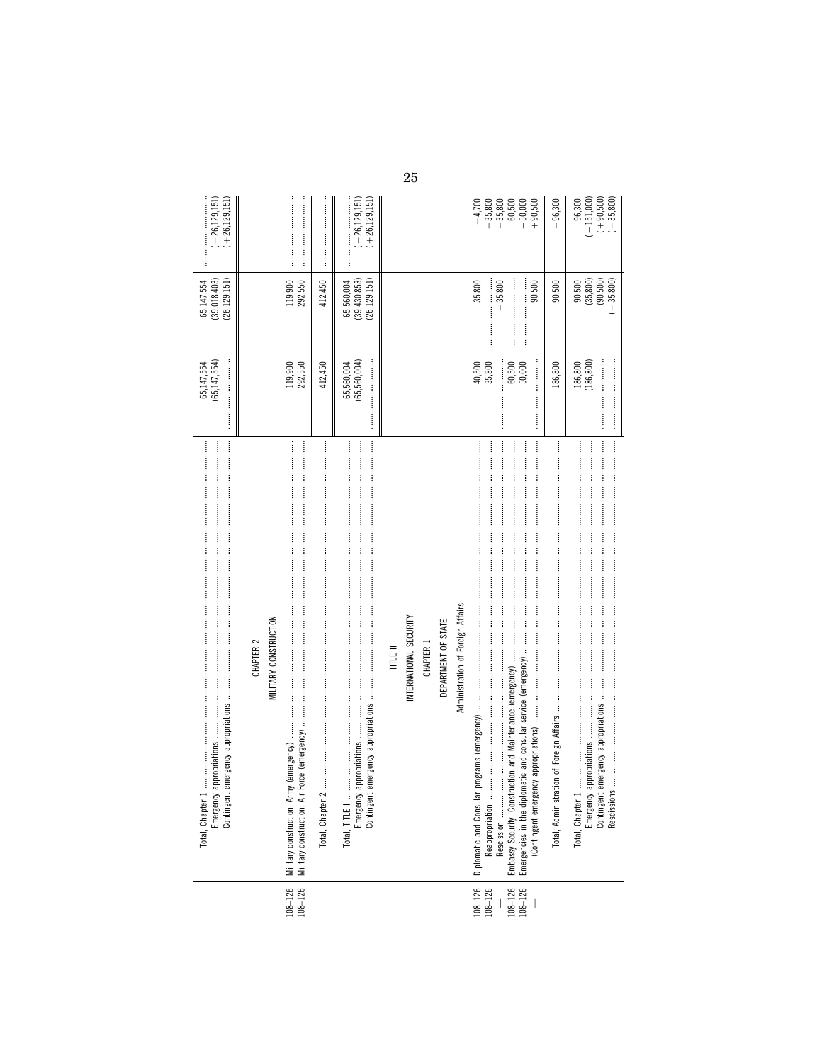| | | | | |
|---|---|---|---|---|
| | Total, Chapter 1 | 65,147,554 | 65,147,554 | |
| | Emergency appropriations | (65,147,554) | (39,018,403) | (−26,129,151) |
| | Contingent emergency appropriations | | (26,129,151) | (+26,129,151) |
| | **CHAPTER 2** | | | |
| | **MILITARY CONSTRUCTION** | | | |
| 108–126 | Military construction, Army (emergency) | 119,900 | 119,900 | |
| 108–126 | Military construction, Air Force (emergency) | 292,550 | 292,550 | |
| | Total, Chapter 2 | 412,450 | 412,450 | |
| | Total, TITLE I | 65,560,004 | 65,560,004 | |
| | Emergency appropriations | (65,560,004) | (39,430,853) | (−26,129,151) |
| | Contingent emergency appropriations | | (26,129,151) | (+26,129,151) |
| | **TITLE II** | | | |
| | **INTERNATIONAL SECURITY** | | | |
| | **CHAPTER 1** | | | |
| | **DEPARTMENT OF STATE** | | | |
| | **Administration of Foreign Affairs** | | | |
| 108–126 | Diplomatic and Consular programs (emergency) | 40,500 | 35,800 | −4,700 |
| 108–126 | Reappropriation | 35,800 | | −35,800 |
| — | Rescission | | −35,800 | −35,800 |
| 108–126 | Embassy Security, Construction and Maintenance (emergency) | 60,500 | | −60,500 |
| 108–126 | Emergencies in the diplomatic and consular service (emergency) | 50,000 | | −50,000 |
| — | (Contingent emergency appropriations) | | 90,500 | +90,500 |
| | Total, Administration of Foreign Affairs | 186,800 | 90,500 | −96,300 |
| | Total, Chapter 1 | 186,800 | 90,500 | −96,300 |
| | Emergency appropriations | (186,800) | (35,800) | (−151,000) |
| | Contingent emergency appropriations | | (90,500) | (+90,500) |
| | Rescissions | | (−35,800) | (−35,800) |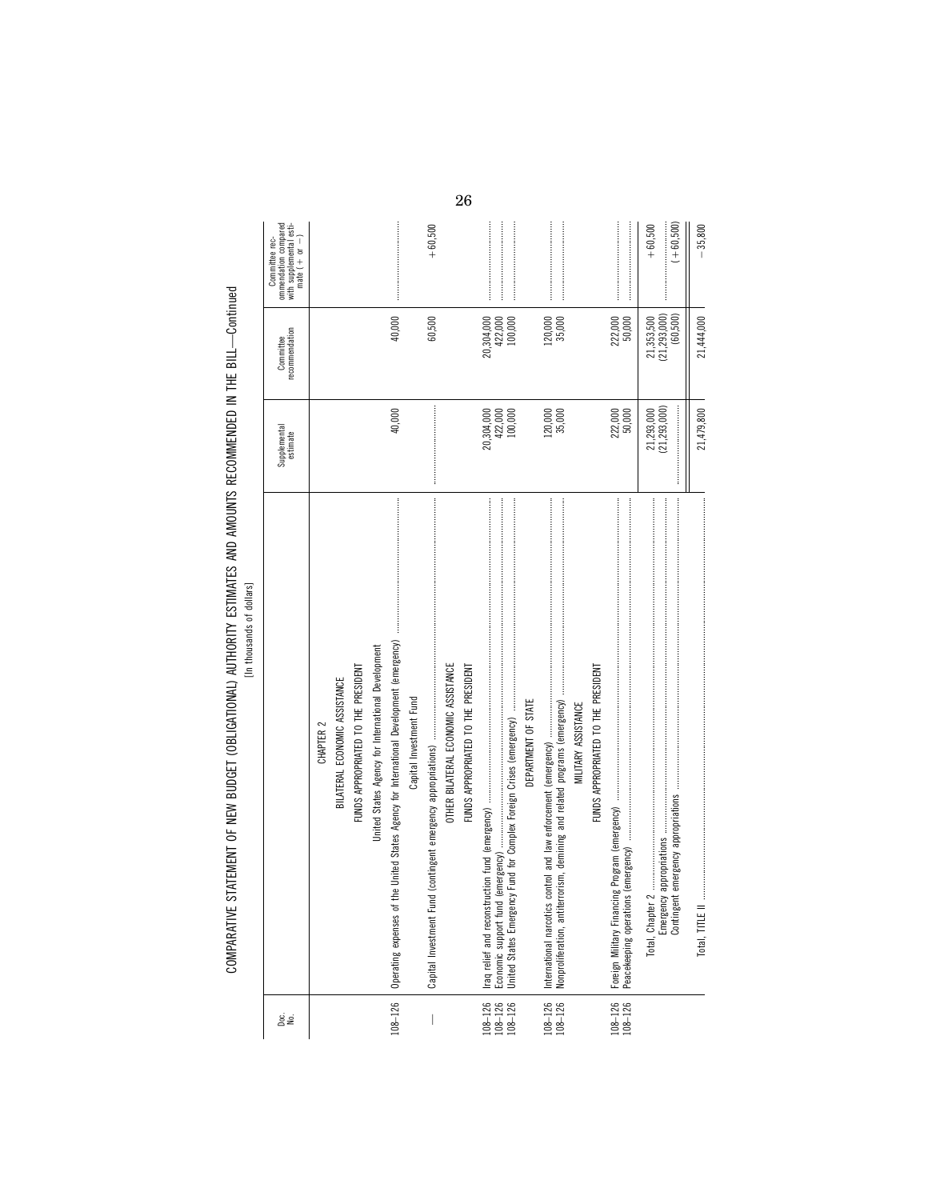# COMPARATIVE STATEMENT OF NEW BUDGET (OBLIGATIONAL) AUTHORITY ESTIMATES AND AMOUNTS RECOMMENDED IN THE BILL—Continued

[In thousands of dollars]

| Doc. No. | | Supplemental estimate | Committee recommendation | Committee recommendation compared with supplemental estimate (+ or −) |
|---|---|---|---|---|
| | CHAPTER 2 | | | |
| | BILATERAL ECONOMIC ASSISTANCE | | | |
| | FUNDS APPROPRIATED TO THE PRESIDENT | | | |
| | United States Agency for International Development | | | |
| 108–126 | Operating expenses of the United States Agency for International Development (emergency) | 40,000 | 40,000 | |
| | Capital Investment Fund | | | |
| — | Capital Investment Fund (contingent emergency appropriations) | | 60,500 | +60,500 |
| | OTHER BILATERAL ECONOMIC ASSISTANCE | | | |
| | FUNDS APPROPRIATED TO THE PRESIDENT | | | |
| 108–126 | Iraq relief and reconstruction fund (emergency) | 20,304,000 | 20,304,000 | |
| 108–126 | Economic support fund (emergency) | 422,000 | 422,000 | |
| 108–126 | United States Emergency Fund for Complex Foreign Crises (emergency) | 100,000 | 100,000 | |
| | DEPARTMENT OF STATE | | | |
| 108–126 | International narcotics control and law enforcement (emergency) | 120,000 | 120,000 | |
| 108–126 | Nonproliferation, antiterrorism, demining and related programs (emergency) | 35,000 | 35,000 | |
| | MILITARY ASSISTANCE | | | |
| | FUNDS APPROPRIATED TO THE PRESIDENT | | | |
| 108–126 | Foreign Military Financing Program (emergency) | 222,000 | 222,000 | |
| 108–126 | Peacekeeping operations (emergency) | 50,000 | 50,000 | |
| | Total, Chapter 2 | 21,293,000 | 21,353,500 | +60,500 |
| | Emergency appropriations | (21,293,000) | (21,293,000) | |
| | Contingent emergency appropriations | | (60,500) | (+60,500) |
| | Total, TITLE II | 21,479,800 | 21,444,000 | −35,800 |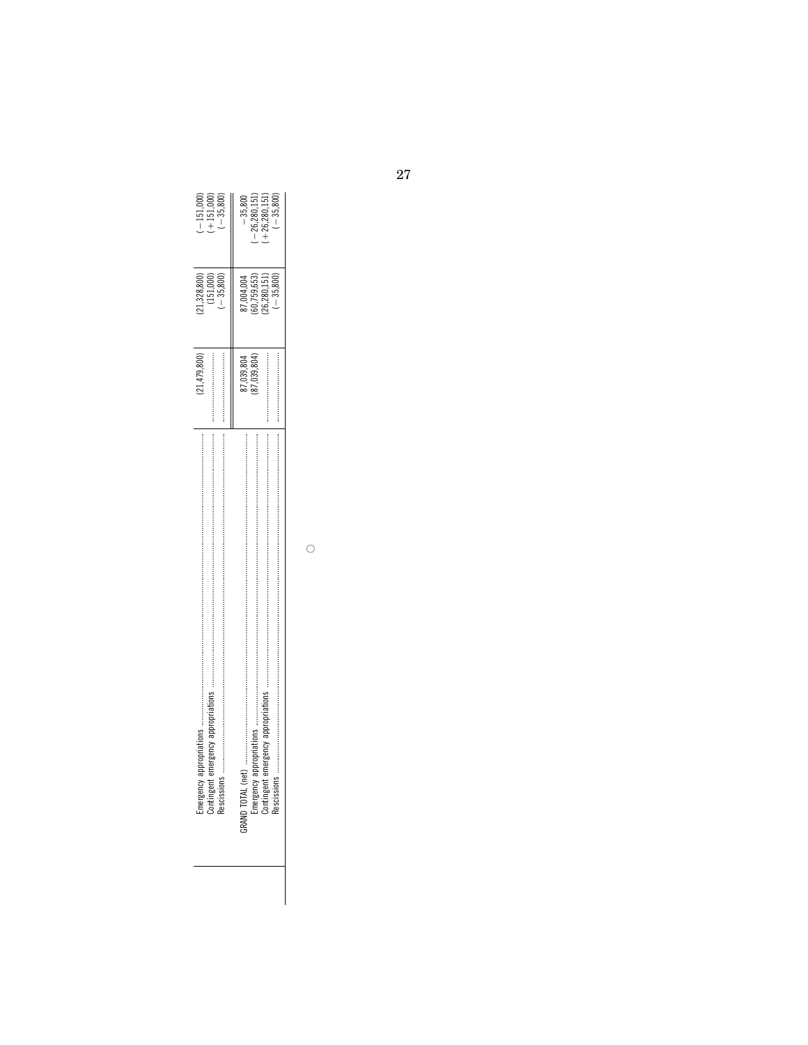| | | | |
|---|---|---|---|
| Emergency appropriations | (21,479,800) | (21,328,800) | (−151,000) |
| Contingent emergency appropriations | | (151,000) | (+151,000) |
| Rescissions | | (−35,800) | (−35,800) |
| GRAND TOTAL (net) | 87,039,804 | 87,004,004 | −35,800 |
| Emergency appropriations | (87,039,804) | (60,759,653) | (−26,280,151) |
| Contingent emergency appropriations | | (26,280,151) | (+26,280,151) |
| Rescissions | | (−35,800) | (−35,800) |